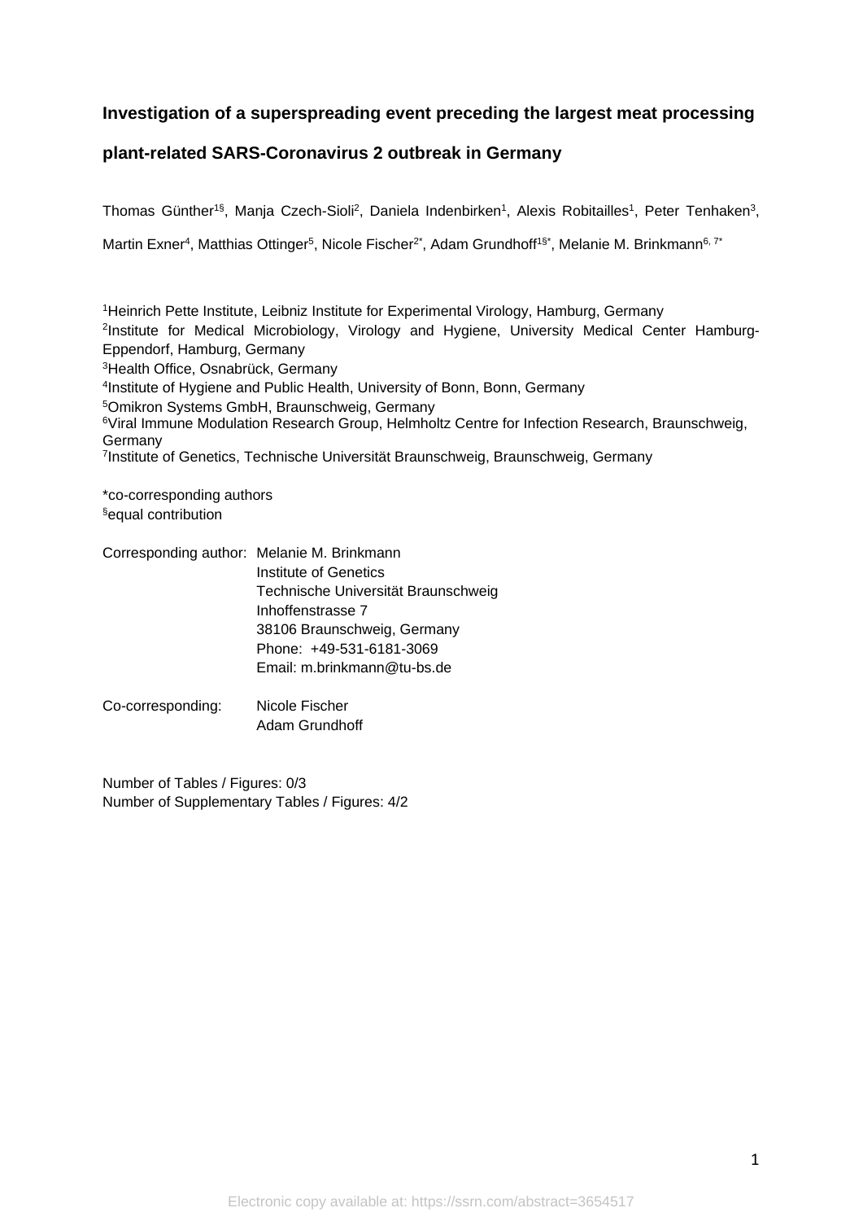# Investigation of a superspreading event preceding the largest meat processing plant-related SARS-Coronavirus 2 outbreak in Germany

Thomas Günther[1§], Manja Czech-Sioli[2], Daniela Indenbirken[1], Alexis Robitailles[1], Peter Tenhaken[3], Martin Exner[4], Matthias Ottinger[5], Nicole Fischer[2*], Adam Grundhoff[1§*], Melanie M. Brinkmann[6, 7*]

[1]Heinrich Pette Institute, Leibniz Institute for Experimental Virology, Hamburg, Germany
[2]Institute for Medical Microbiology, Virology and Hygiene, University Medical Center Hamburg-Eppendorf, Hamburg, Germany
[3]Health Office, Osnabrück, Germany
[4]Institute of Hygiene and Public Health, University of Bonn, Bonn, Germany
[5]Omikron Systems GmbH, Braunschweig, Germany
[6]Viral Immune Modulation Research Group, Helmholtz Centre for Infection Research, Braunschweig, Germany
[7]Institute of Genetics, Technische Universität Braunschweig, Braunschweig, Germany

*co-corresponding authors
§equal contribution

Corresponding author: Melanie M. Brinkmann
Institute of Genetics
Technische Universität Braunschweig
Inhoffenstrasse 7
38106 Braunschweig, Germany
Phone: +49-531-6181-3069
Email: m.brinkmann@tu-bs.de

Co-corresponding: Nicole Fischer
Adam Grundhoff

Number of Tables / Figures: 0/3
Number of Supplementary Tables / Figures: 4/2

Electronic copy available at: https://ssrn.com/abstract=3654517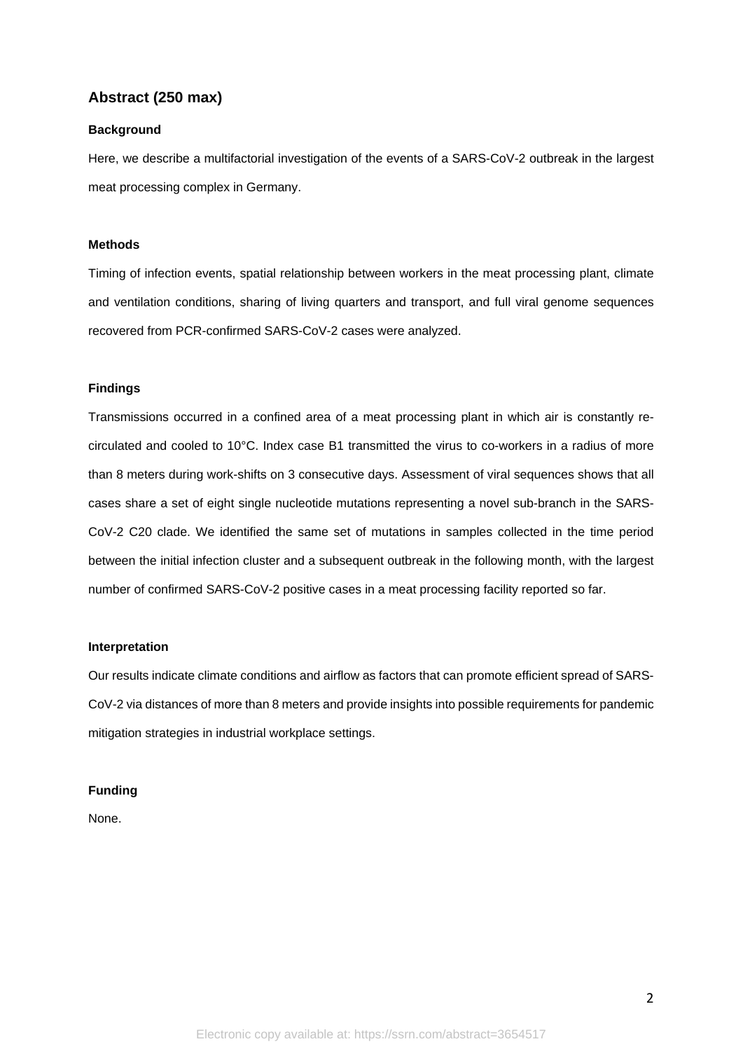## Abstract (250 max)

### Background

Here, we describe a multifactorial investigation of the events of a SARS-CoV-2 outbreak in the largest meat processing complex in Germany.

### Methods

Timing of infection events, spatial relationship between workers in the meat processing plant, climate and ventilation conditions, sharing of living quarters and transport, and full viral genome sequences recovered from PCR-confirmed SARS-CoV-2 cases were analyzed.

### Findings

Transmissions occurred in a confined area of a meat processing plant in which air is constantly re-circulated and cooled to 10°C. Index case B1 transmitted the virus to co-workers in a radius of more than 8 meters during work-shifts on 3 consecutive days. Assessment of viral sequences shows that all cases share a set of eight single nucleotide mutations representing a novel sub-branch in the SARS-CoV-2 C20 clade. We identified the same set of mutations in samples collected in the time period between the initial infection cluster and a subsequent outbreak in the following month, with the largest number of confirmed SARS-CoV-2 positive cases in a meat processing facility reported so far.

### Interpretation

Our results indicate climate conditions and airflow as factors that can promote efficient spread of SARS-CoV-2 via distances of more than 8 meters and provide insights into possible requirements for pandemic mitigation strategies in industrial workplace settings.

### Funding

None.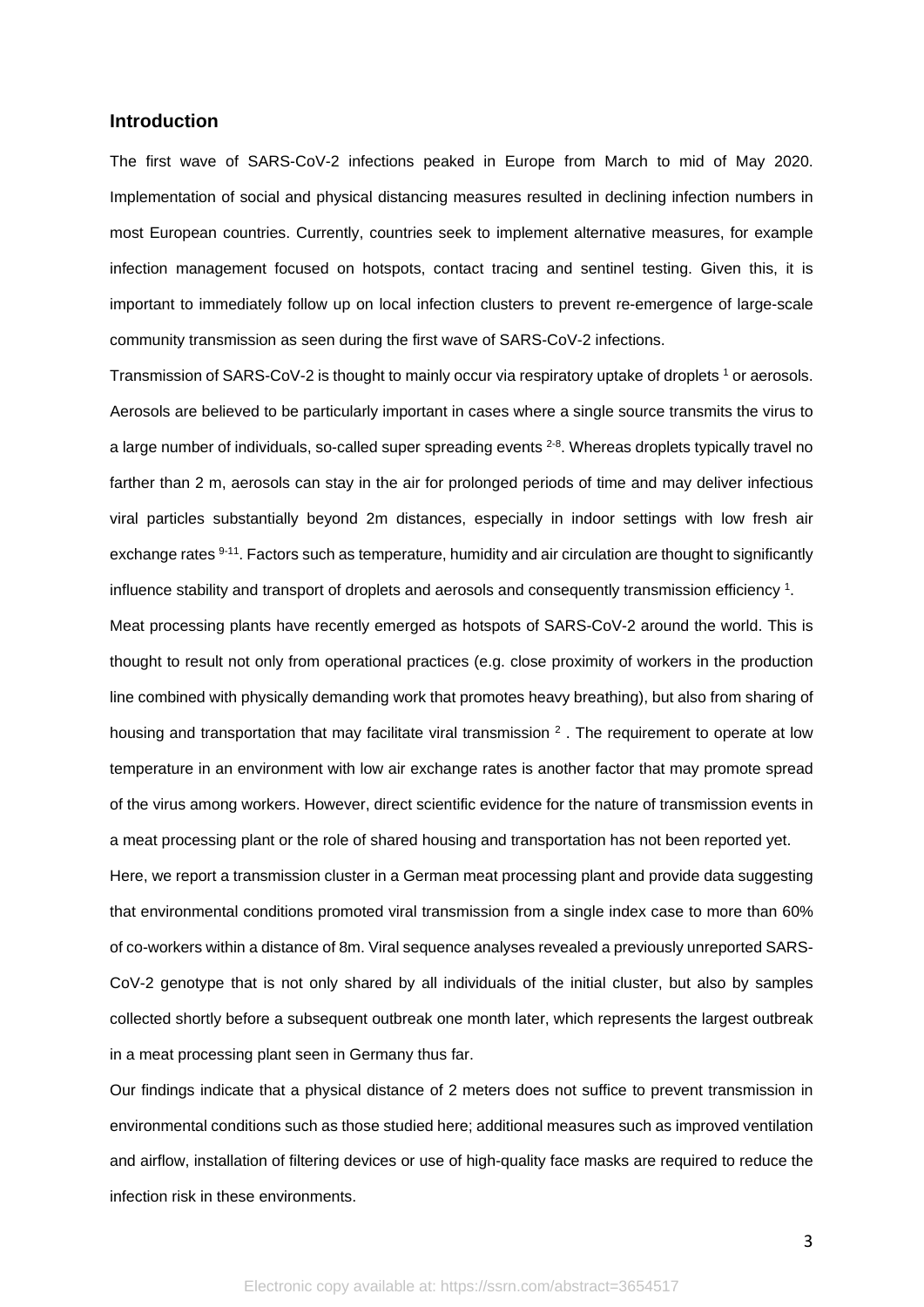## Introduction

The first wave of SARS-CoV-2 infections peaked in Europe from March to mid of May 2020. Implementation of social and physical distancing measures resulted in declining infection numbers in most European countries. Currently, countries seek to implement alternative measures, for example infection management focused on hotspots, contact tracing and sentinel testing. Given this, it is important to immediately follow up on local infection clusters to prevent re-emergence of large-scale community transmission as seen during the first wave of SARS-CoV-2 infections.

Transmission of SARS-CoV-2 is thought to mainly occur via respiratory uptake of droplets [1] or aerosols. Aerosols are believed to be particularly important in cases where a single source transmits the virus to a large number of individuals, so-called super spreading events [2-8]. Whereas droplets typically travel no farther than 2 m, aerosols can stay in the air for prolonged periods of time and may deliver infectious viral particles substantially beyond 2m distances, especially in indoor settings with low fresh air exchange rates [9-11]. Factors such as temperature, humidity and air circulation are thought to significantly influence stability and transport of droplets and aerosols and consequently transmission efficiency [1].

Meat processing plants have recently emerged as hotspots of SARS-CoV-2 around the world. This is thought to result not only from operational practices (e.g. close proximity of workers in the production line combined with physically demanding work that promotes heavy breathing), but also from sharing of housing and transportation that may facilitate viral transmission [2]. The requirement to operate at low temperature in an environment with low air exchange rates is another factor that may promote spread of the virus among workers. However, direct scientific evidence for the nature of transmission events in a meat processing plant or the role of shared housing and transportation has not been reported yet.

Here, we report a transmission cluster in a German meat processing plant and provide data suggesting that environmental conditions promoted viral transmission from a single index case to more than 60% of co-workers within a distance of 8m. Viral sequence analyses revealed a previously unreported SARS-CoV-2 genotype that is not only shared by all individuals of the initial cluster, but also by samples collected shortly before a subsequent outbreak one month later, which represents the largest outbreak in a meat processing plant seen in Germany thus far.

Our findings indicate that a physical distance of 2 meters does not suffice to prevent transmission in environmental conditions such as those studied here; additional measures such as improved ventilation and airflow, installation of filtering devices or use of high-quality face masks are required to reduce the infection risk in these environments.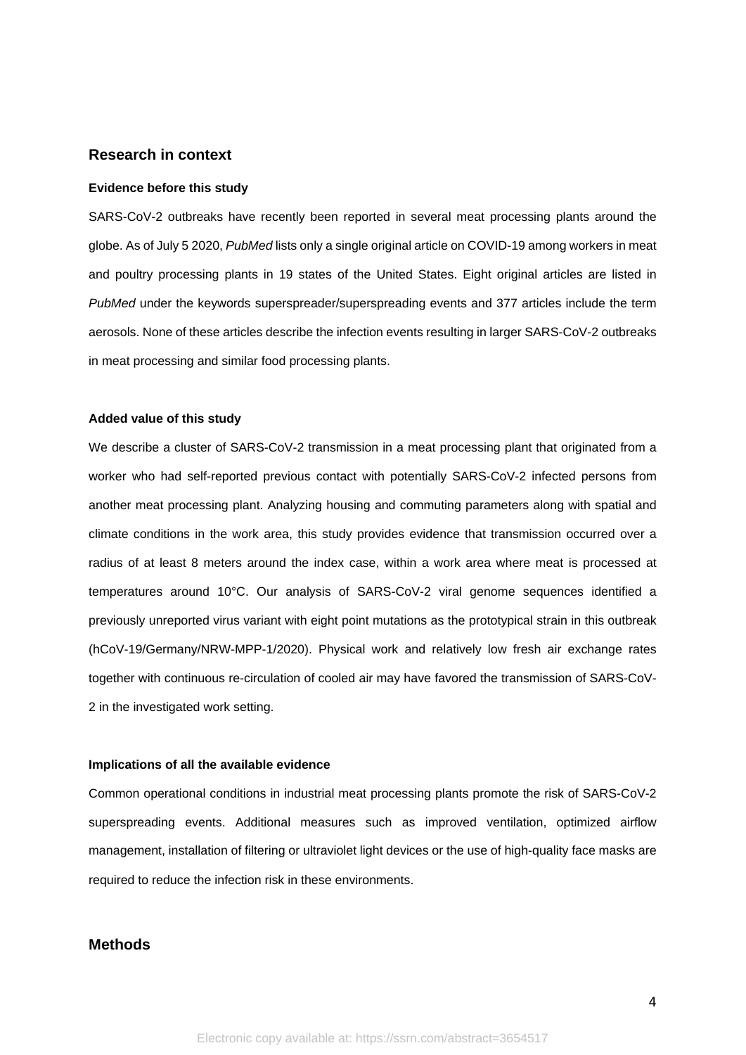## Research in context

### Evidence before this study

SARS-CoV-2 outbreaks have recently been reported in several meat processing plants around the globe. As of July 5 2020, *PubMed* lists only a single original article on COVID-19 among workers in meat and poultry processing plants in 19 states of the United States. Eight original articles are listed in *PubMed* under the keywords superspreader/superspreading events and 377 articles include the term aerosols. None of these articles describe the infection events resulting in larger SARS-CoV-2 outbreaks in meat processing and similar food processing plants.

### Added value of this study

We describe a cluster of SARS-CoV-2 transmission in a meat processing plant that originated from a worker who had self-reported previous contact with potentially SARS-CoV-2 infected persons from another meat processing plant. Analyzing housing and commuting parameters along with spatial and climate conditions in the work area, this study provides evidence that transmission occurred over a radius of at least 8 meters around the index case, within a work area where meat is processed at temperatures around 10°C. Our analysis of SARS-CoV-2 viral genome sequences identified a previously unreported virus variant with eight point mutations as the prototypical strain in this outbreak (hCoV-19/Germany/NRW-MPP-1/2020). Physical work and relatively low fresh air exchange rates together with continuous re-circulation of cooled air may have favored the transmission of SARS-CoV-2 in the investigated work setting.

### Implications of all the available evidence

Common operational conditions in industrial meat processing plants promote the risk of SARS-CoV-2 superspreading events. Additional measures such as improved ventilation, optimized airflow management, installation of filtering or ultraviolet light devices or the use of high-quality face masks are required to reduce the infection risk in these environments.

## Methods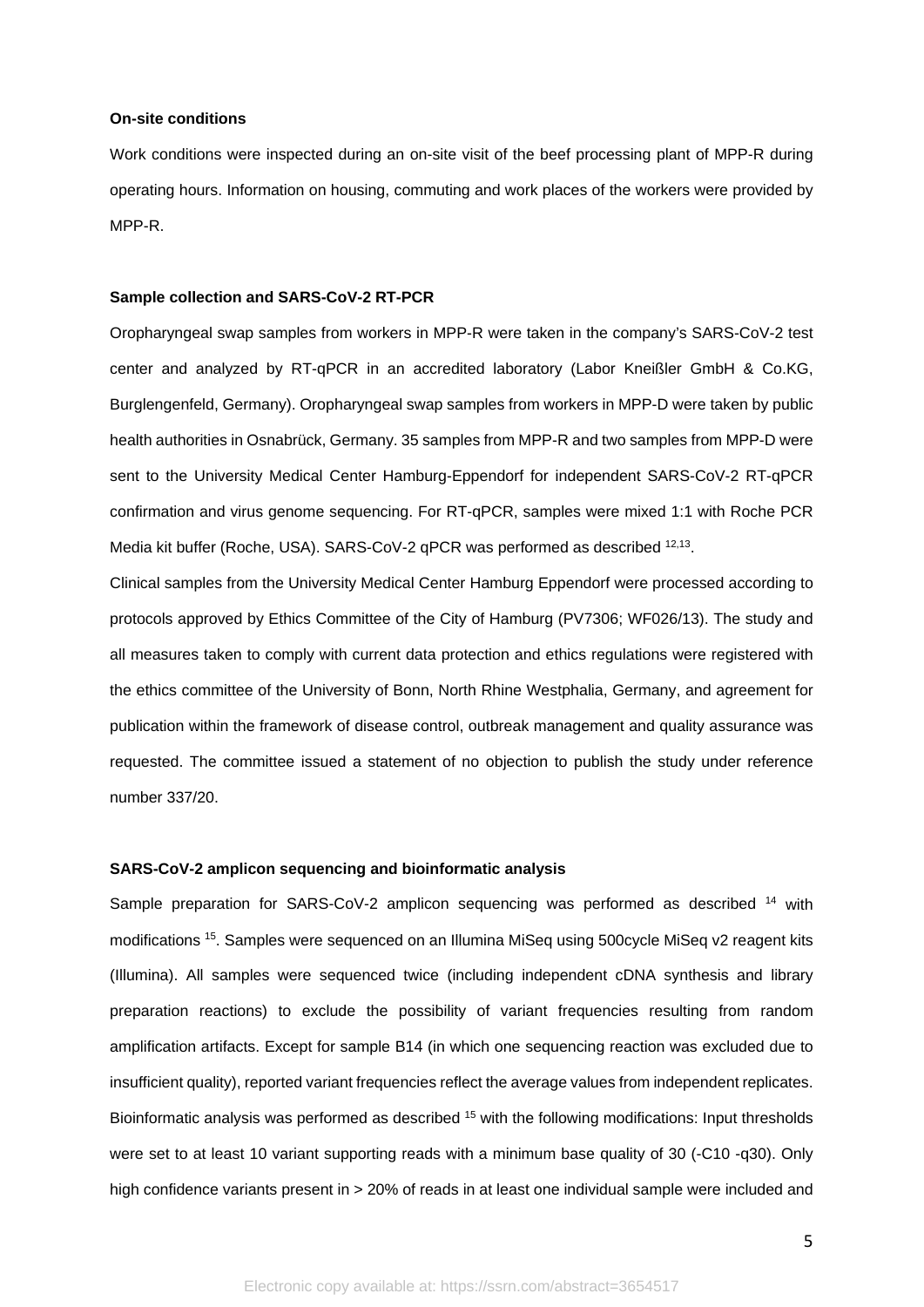### On-site conditions

Work conditions were inspected during an on-site visit of the beef processing plant of MPP-R during operating hours. Information on housing, commuting and work places of the workers were provided by MPP-R.

### Sample collection and SARS-CoV-2 RT-PCR

Oropharyngeal swap samples from workers in MPP-R were taken in the company's SARS-CoV-2 test center and analyzed by RT-qPCR in an accredited laboratory (Labor Kneißler GmbH & Co.KG, Burglengenfeld, Germany). Oropharyngeal swap samples from workers in MPP-D were taken by public health authorities in Osnabrück, Germany. 35 samples from MPP-R and two samples from MPP-D were sent to the University Medical Center Hamburg-Eppendorf for independent SARS-CoV-2 RT-qPCR confirmation and virus genome sequencing. For RT-qPCR, samples were mixed 1:1 with Roche PCR Media kit buffer (Roche, USA). SARS-CoV-2 qPCR was performed as described [12,13].

Clinical samples from the University Medical Center Hamburg Eppendorf were processed according to protocols approved by Ethics Committee of the City of Hamburg (PV7306; WF026/13). The study and all measures taken to comply with current data protection and ethics regulations were registered with the ethics committee of the University of Bonn, North Rhine Westphalia, Germany, and agreement for publication within the framework of disease control, outbreak management and quality assurance was requested. The committee issued a statement of no objection to publish the study under reference number 337/20.

### SARS-CoV-2 amplicon sequencing and bioinformatic analysis

Sample preparation for SARS-CoV-2 amplicon sequencing was performed as described [14] with modifications [15]. Samples were sequenced on an Illumina MiSeq using 500cycle MiSeq v2 reagent kits (Illumina). All samples were sequenced twice (including independent cDNA synthesis and library preparation reactions) to exclude the possibility of variant frequencies resulting from random amplification artifacts. Except for sample B14 (in which one sequencing reaction was excluded due to insufficient quality), reported variant frequencies reflect the average values from independent replicates. Bioinformatic analysis was performed as described [15] with the following modifications: Input thresholds were set to at least 10 variant supporting reads with a minimum base quality of 30 (-C10 -q30). Only high confidence variants present in > 20% of reads in at least one individual sample were included and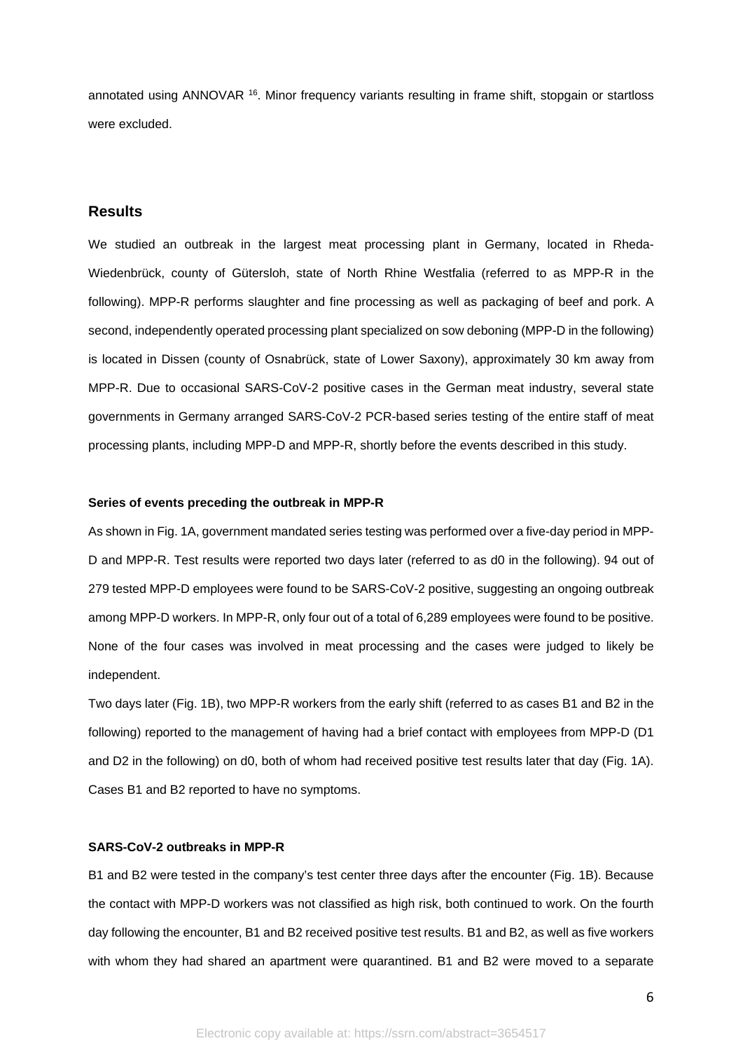annotated using ANNOVAR [16]. Minor frequency variants resulting in frame shift, stopgain or startloss were excluded.

## Results

We studied an outbreak in the largest meat processing plant in Germany, located in Rheda-Wiedenbrück, county of Gütersloh, state of North Rhine Westfalia (referred to as MPP-R in the following). MPP-R performs slaughter and fine processing as well as packaging of beef and pork. A second, independently operated processing plant specialized on sow deboning (MPP-D in the following) is located in Dissen (county of Osnabrück, state of Lower Saxony), approximately 30 km away from MPP-R. Due to occasional SARS-CoV-2 positive cases in the German meat industry, several state governments in Germany arranged SARS-CoV-2 PCR-based series testing of the entire staff of meat processing plants, including MPP-D and MPP-R, shortly before the events described in this study.

### Series of events preceding the outbreak in MPP-R

As shown in Fig. 1A, government mandated series testing was performed over a five-day period in MPP-D and MPP-R. Test results were reported two days later (referred to as d0 in the following). 94 out of 279 tested MPP-D employees were found to be SARS-CoV-2 positive, suggesting an ongoing outbreak among MPP-D workers. In MPP-R, only four out of a total of 6,289 employees were found to be positive. None of the four cases was involved in meat processing and the cases were judged to likely be independent.

Two days later (Fig. 1B), two MPP-R workers from the early shift (referred to as cases B1 and B2 in the following) reported to the management of having had a brief contact with employees from MPP-D (D1 and D2 in the following) on d0, both of whom had received positive test results later that day (Fig. 1A). Cases B1 and B2 reported to have no symptoms.

### SARS-CoV-2 outbreaks in MPP-R

B1 and B2 were tested in the company's test center three days after the encounter (Fig. 1B). Because the contact with MPP-D workers was not classified as high risk, both continued to work. On the fourth day following the encounter, B1 and B2 received positive test results. B1 and B2, as well as five workers with whom they had shared an apartment were quarantined. B1 and B2 were moved to a separate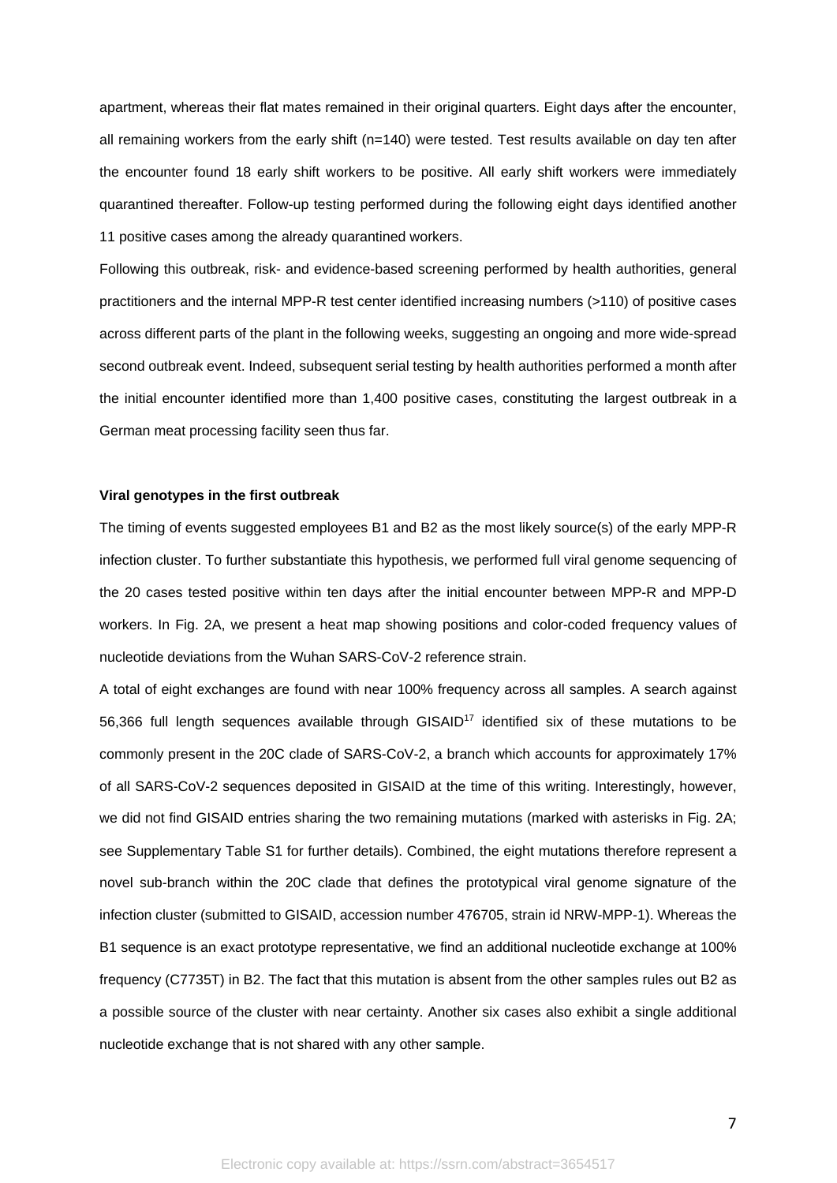apartment, whereas their flat mates remained in their original quarters. Eight days after the encounter, all remaining workers from the early shift (n=140) were tested. Test results available on day ten after the encounter found 18 early shift workers to be positive. All early shift workers were immediately quarantined thereafter. Follow-up testing performed during the following eight days identified another 11 positive cases among the already quarantined workers.

Following this outbreak, risk- and evidence-based screening performed by health authorities, general practitioners and the internal MPP-R test center identified increasing numbers (>110) of positive cases across different parts of the plant in the following weeks, suggesting an ongoing and more wide-spread second outbreak event. Indeed, subsequent serial testing by health authorities performed a month after the initial encounter identified more than 1,400 positive cases, constituting the largest outbreak in a German meat processing facility seen thus far.

**Viral genotypes in the first outbreak**

The timing of events suggested employees B1 and B2 as the most likely source(s) of the early MPP-R infection cluster. To further substantiate this hypothesis, we performed full viral genome sequencing of the 20 cases tested positive within ten days after the initial encounter between MPP-R and MPP-D workers. In Fig. 2A, we present a heat map showing positions and color-coded frequency values of nucleotide deviations from the Wuhan SARS-CoV-2 reference strain.

A total of eight exchanges are found with near 100% frequency across all samples. A search against 56,366 full length sequences available through GISAID[17] identified six of these mutations to be commonly present in the 20C clade of SARS-CoV-2, a branch which accounts for approximately 17% of all SARS-CoV-2 sequences deposited in GISAID at the time of this writing. Interestingly, however, we did not find GISAID entries sharing the two remaining mutations (marked with asterisks in Fig. 2A; see Supplementary Table S1 for further details). Combined, the eight mutations therefore represent a novel sub-branch within the 20C clade that defines the prototypical viral genome signature of the infection cluster (submitted to GISAID, accession number 476705, strain id NRW-MPP-1). Whereas the B1 sequence is an exact prototype representative, we find an additional nucleotide exchange at 100% frequency (C7735T) in B2. The fact that this mutation is absent from the other samples rules out B2 as a possible source of the cluster with near certainty. Another six cases also exhibit a single additional nucleotide exchange that is not shared with any other sample.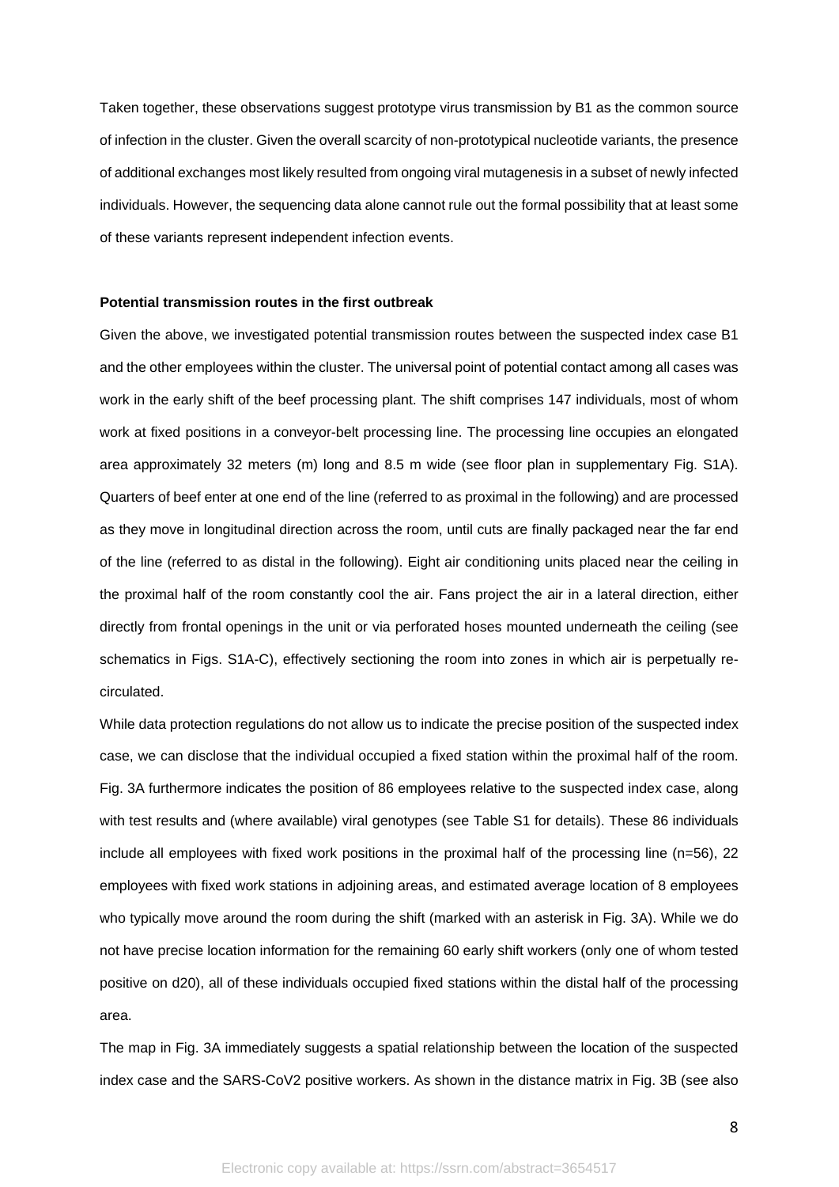Taken together, these observations suggest prototype virus transmission by B1 as the common source of infection in the cluster. Given the overall scarcity of non-prototypical nucleotide variants, the presence of additional exchanges most likely resulted from ongoing viral mutagenesis in a subset of newly infected individuals. However, the sequencing data alone cannot rule out the formal possibility that at least some of these variants represent independent infection events.

**Potential transmission routes in the first outbreak**

Given the above, we investigated potential transmission routes between the suspected index case B1 and the other employees within the cluster. The universal point of potential contact among all cases was work in the early shift of the beef processing plant. The shift comprises 147 individuals, most of whom work at fixed positions in a conveyor-belt processing line. The processing line occupies an elongated area approximately 32 meters (m) long and 8.5 m wide (see floor plan in supplementary Fig. S1A). Quarters of beef enter at one end of the line (referred to as proximal in the following) and are processed as they move in longitudinal direction across the room, until cuts are finally packaged near the far end of the line (referred to as distal in the following). Eight air conditioning units placed near the ceiling in the proximal half of the room constantly cool the air. Fans project the air in a lateral direction, either directly from frontal openings in the unit or via perforated hoses mounted underneath the ceiling (see schematics in Figs. S1A-C), effectively sectioning the room into zones in which air is perpetually re-circulated.

While data protection regulations do not allow us to indicate the precise position of the suspected index case, we can disclose that the individual occupied a fixed station within the proximal half of the room. Fig. 3A furthermore indicates the position of 86 employees relative to the suspected index case, along with test results and (where available) viral genotypes (see Table S1 for details). These 86 individuals include all employees with fixed work positions in the proximal half of the processing line (n=56), 22 employees with fixed work stations in adjoining areas, and estimated average location of 8 employees who typically move around the room during the shift (marked with an asterisk in Fig. 3A). While we do not have precise location information for the remaining 60 early shift workers (only one of whom tested positive on d20), all of these individuals occupied fixed stations within the distal half of the processing area.

The map in Fig. 3A immediately suggests a spatial relationship between the location of the suspected index case and the SARS-CoV2 positive workers. As shown in the distance matrix in Fig. 3B (see also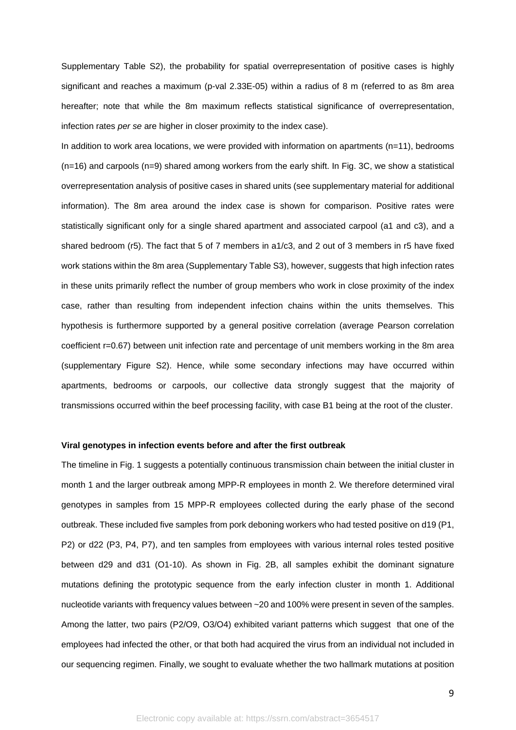Supplementary Table S2), the probability for spatial overrepresentation of positive cases is highly significant and reaches a maximum (p-val 2.33E-05) within a radius of 8 m (referred to as 8m area hereafter; note that while the 8m maximum reflects statistical significance of overrepresentation, infection rates *per se* are higher in closer proximity to the index case).

In addition to work area locations, we were provided with information on apartments (n=11), bedrooms (n=16) and carpools (n=9) shared among workers from the early shift. In Fig. 3C, we show a statistical overrepresentation analysis of positive cases in shared units (see supplementary material for additional information). The 8m area around the index case is shown for comparison. Positive rates were statistically significant only for a single shared apartment and associated carpool (a1 and c3), and a shared bedroom (r5). The fact that 5 of 7 members in a1/c3, and 2 out of 3 members in r5 have fixed work stations within the 8m area (Supplementary Table S3), however, suggests that high infection rates in these units primarily reflect the number of group members who work in close proximity of the index case, rather than resulting from independent infection chains within the units themselves. This hypothesis is furthermore supported by a general positive correlation (average Pearson correlation coefficient r=0.67) between unit infection rate and percentage of unit members working in the 8m area (supplementary Figure S2). Hence, while some secondary infections may have occurred within apartments, bedrooms or carpools, our collective data strongly suggest that the majority of transmissions occurred within the beef processing facility, with case B1 being at the root of the cluster.

**Viral genotypes in infection events before and after the first outbreak**

The timeline in Fig. 1 suggests a potentially continuous transmission chain between the initial cluster in month 1 and the larger outbreak among MPP-R employees in month 2. We therefore determined viral genotypes in samples from 15 MPP-R employees collected during the early phase of the second outbreak. These included five samples from pork deboning workers who had tested positive on d19 (P1, P2) or d22 (P3, P4, P7), and ten samples from employees with various internal roles tested positive between d29 and d31 (O1-10). As shown in Fig. 2B, all samples exhibit the dominant signature mutations defining the prototypic sequence from the early infection cluster in month 1. Additional nucleotide variants with frequency values between ~20 and 100% were present in seven of the samples. Among the latter, two pairs (P2/O9, O3/O4) exhibited variant patterns which suggest that one of the employees had infected the other, or that both had acquired the virus from an individual not included in our sequencing regimen. Finally, we sought to evaluate whether the two hallmark mutations at position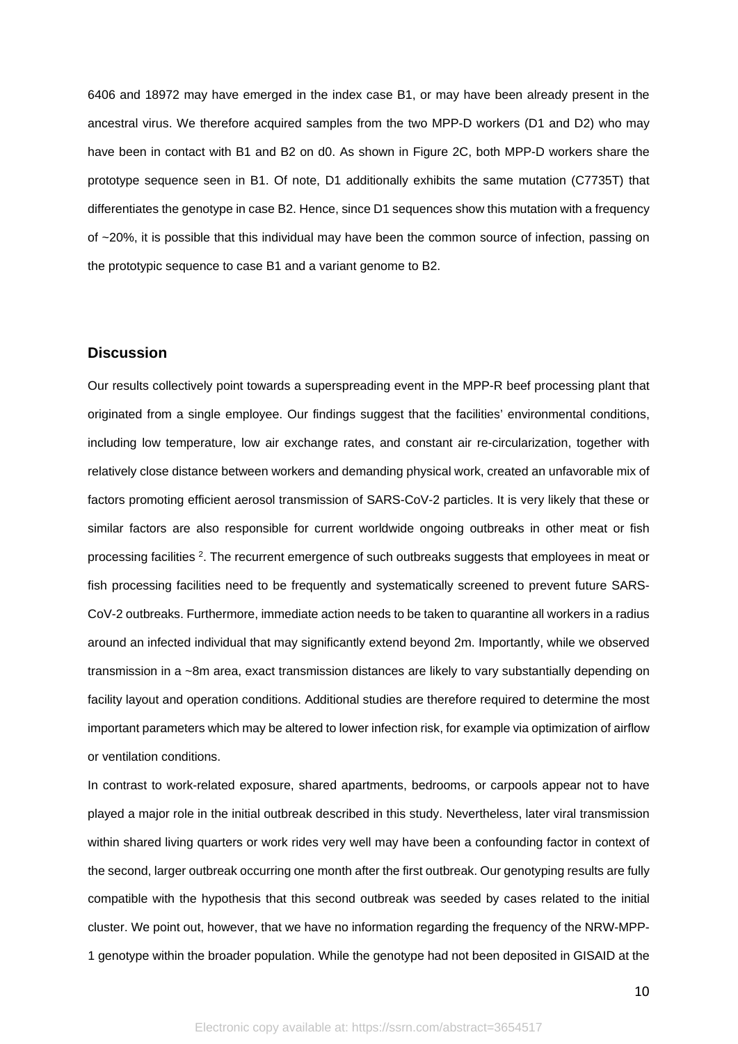6406 and 18972 may have emerged in the index case B1, or may have been already present in the ancestral virus. We therefore acquired samples from the two MPP-D workers (D1 and D2) who may have been in contact with B1 and B2 on d0. As shown in Figure 2C, both MPP-D workers share the prototype sequence seen in B1. Of note, D1 additionally exhibits the same mutation (C7735T) that differentiates the genotype in case B2. Hence, since D1 sequences show this mutation with a frequency of ~20%, it is possible that this individual may have been the common source of infection, passing on the prototypic sequence to case B1 and a variant genome to B2.

## Discussion

Our results collectively point towards a superspreading event in the MPP-R beef processing plant that originated from a single employee. Our findings suggest that the facilities' environmental conditions, including low temperature, low air exchange rates, and constant air re-circularization, together with relatively close distance between workers and demanding physical work, created an unfavorable mix of factors promoting efficient aerosol transmission of SARS-CoV-2 particles. It is very likely that these or similar factors are also responsible for current worldwide ongoing outbreaks in other meat or fish processing facilities [2]. The recurrent emergence of such outbreaks suggests that employees in meat or fish processing facilities need to be frequently and systematically screened to prevent future SARS-CoV-2 outbreaks. Furthermore, immediate action needs to be taken to quarantine all workers in a radius around an infected individual that may significantly extend beyond 2m. Importantly, while we observed transmission in a ~8m area, exact transmission distances are likely to vary substantially depending on facility layout and operation conditions. Additional studies are therefore required to determine the most important parameters which may be altered to lower infection risk, for example via optimization of airflow or ventilation conditions.

In contrast to work-related exposure, shared apartments, bedrooms, or carpools appear not to have played a major role in the initial outbreak described in this study. Nevertheless, later viral transmission within shared living quarters or work rides very well may have been a confounding factor in context of the second, larger outbreak occurring one month after the first outbreak. Our genotyping results are fully compatible with the hypothesis that this second outbreak was seeded by cases related to the initial cluster. We point out, however, that we have no information regarding the frequency of the NRW-MPP-1 genotype within the broader population. While the genotype had not been deposited in GISAID at the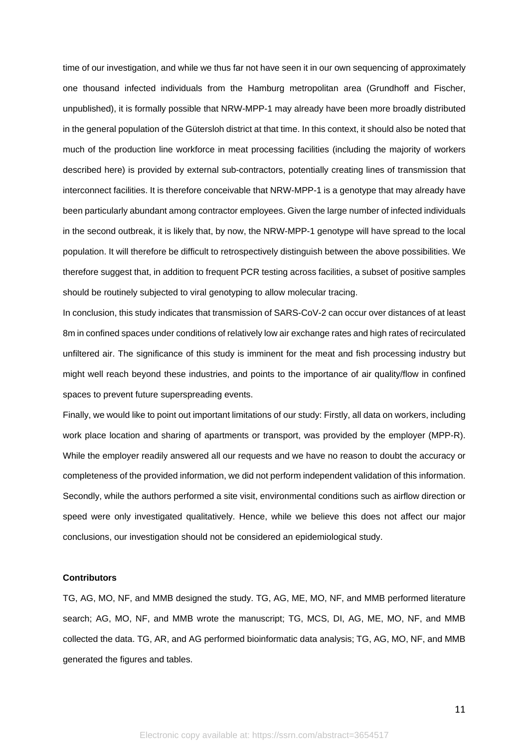time of our investigation, and while we thus far not have seen it in our own sequencing of approximately one thousand infected individuals from the Hamburg metropolitan area (Grundhoff and Fischer, unpublished), it is formally possible that NRW-MPP-1 may already have been more broadly distributed in the general population of the Gütersloh district at that time. In this context, it should also be noted that much of the production line workforce in meat processing facilities (including the majority of workers described here) is provided by external sub-contractors, potentially creating lines of transmission that interconnect facilities. It is therefore conceivable that NRW-MPP-1 is a genotype that may already have been particularly abundant among contractor employees. Given the large number of infected individuals in the second outbreak, it is likely that, by now, the NRW-MPP-1 genotype will have spread to the local population. It will therefore be difficult to retrospectively distinguish between the above possibilities. We therefore suggest that, in addition to frequent PCR testing across facilities, a subset of positive samples should be routinely subjected to viral genotyping to allow molecular tracing.

In conclusion, this study indicates that transmission of SARS-CoV-2 can occur over distances of at least 8m in confined spaces under conditions of relatively low air exchange rates and high rates of recirculated unfiltered air. The significance of this study is imminent for the meat and fish processing industry but might well reach beyond these industries, and points to the importance of air quality/flow in confined spaces to prevent future superspreading events.

Finally, we would like to point out important limitations of our study: Firstly, all data on workers, including work place location and sharing of apartments or transport, was provided by the employer (MPP-R). While the employer readily answered all our requests and we have no reason to doubt the accuracy or completeness of the provided information, we did not perform independent validation of this information. Secondly, while the authors performed a site visit, environmental conditions such as airflow direction or speed were only investigated qualitatively. Hence, while we believe this does not affect our major conclusions, our investigation should not be considered an epidemiological study.

**Contributors**

TG, AG, MO, NF, and MMB designed the study. TG, AG, ME, MO, NF, and MMB performed literature search; AG, MO, NF, and MMB wrote the manuscript; TG, MCS, DI, AG, ME, MO, NF, and MMB collected the data. TG, AR, and AG performed bioinformatic data analysis; TG, AG, MO, NF, and MMB generated the figures and tables.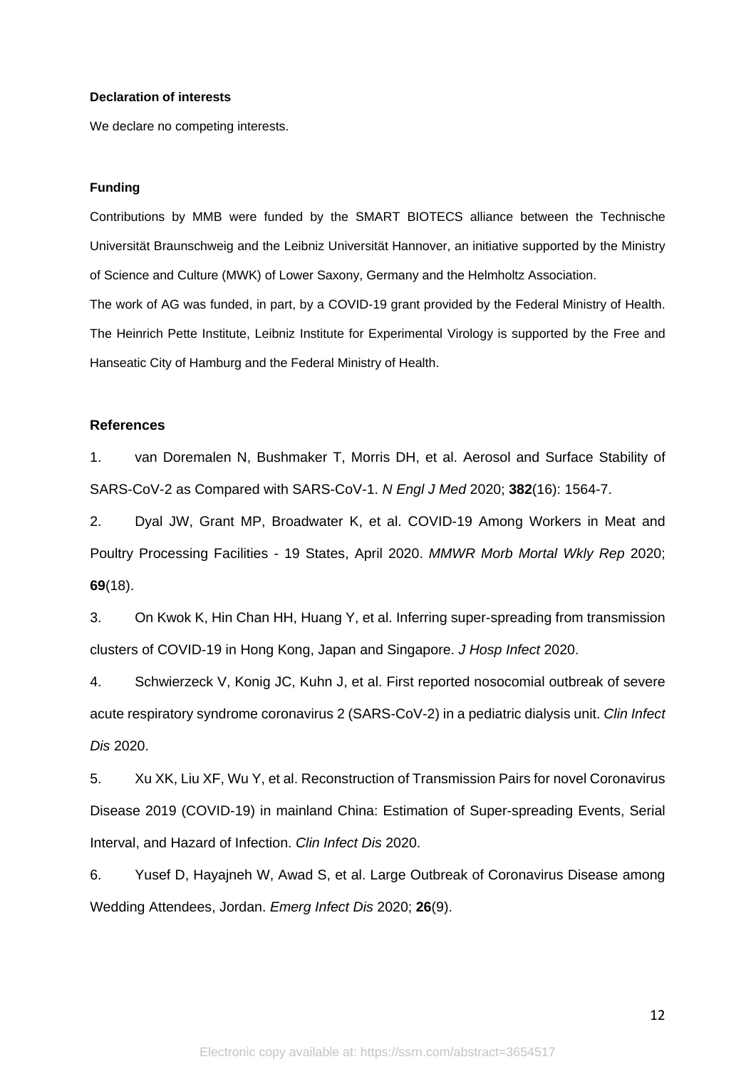**Declaration of interests**

We declare no competing interests.

**Funding**

Contributions by MMB were funded by the SMART BIOTECS alliance between the Technische Universität Braunschweig and the Leibniz Universität Hannover, an initiative supported by the Ministry of Science and Culture (MWK) of Lower Saxony, Germany and the Helmholtz Association.
The work of AG was funded, in part, by a COVID-19 grant provided by the Federal Ministry of Health. The Heinrich Pette Institute, Leibniz Institute for Experimental Virology is supported by the Free and Hanseatic City of Hamburg and the Federal Ministry of Health.

## References

1. van Doremalen N, Bushmaker T, Morris DH, et al. Aerosol and Surface Stability of SARS-CoV-2 as Compared with SARS-CoV-1. *N Engl J Med* 2020; **382**(16): 1564-7.
2. Dyal JW, Grant MP, Broadwater K, et al. COVID-19 Among Workers in Meat and Poultry Processing Facilities - 19 States, April 2020. *MMWR Morb Mortal Wkly Rep* 2020; **69**(18).
3. On Kwok K, Hin Chan HH, Huang Y, et al. Inferring super-spreading from transmission clusters of COVID-19 in Hong Kong, Japan and Singapore. *J Hosp Infect* 2020.
4. Schwierzeck V, Konig JC, Kuhn J, et al. First reported nosocomial outbreak of severe acute respiratory syndrome coronavirus 2 (SARS-CoV-2) in a pediatric dialysis unit. *Clin Infect Dis* 2020.
5. Xu XK, Liu XF, Wu Y, et al. Reconstruction of Transmission Pairs for novel Coronavirus Disease 2019 (COVID-19) in mainland China: Estimation of Super-spreading Events, Serial Interval, and Hazard of Infection. *Clin Infect Dis* 2020.
6. Yusef D, Hayajneh W, Awad S, et al. Large Outbreak of Coronavirus Disease among Wedding Attendees, Jordan. *Emerg Infect Dis* 2020; **26**(9).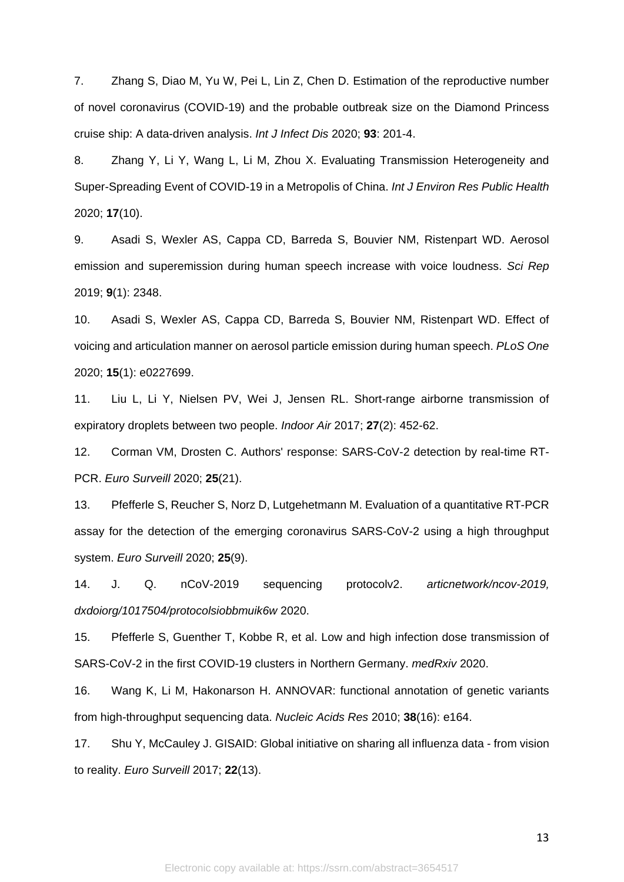7. Zhang S, Diao M, Yu W, Pei L, Lin Z, Chen D. Estimation of the reproductive number of novel coronavirus (COVID-19) and the probable outbreak size on the Diamond Princess cruise ship: A data-driven analysis. *Int J Infect Dis* 2020; **93**: 201-4.

8. Zhang Y, Li Y, Wang L, Li M, Zhou X. Evaluating Transmission Heterogeneity and Super-Spreading Event of COVID-19 in a Metropolis of China. *Int J Environ Res Public Health* 2020; **17**(10).

9. Asadi S, Wexler AS, Cappa CD, Barreda S, Bouvier NM, Ristenpart WD. Aerosol emission and superemission during human speech increase with voice loudness. *Sci Rep* 2019; **9**(1): 2348.

10. Asadi S, Wexler AS, Cappa CD, Barreda S, Bouvier NM, Ristenpart WD. Effect of voicing and articulation manner on aerosol particle emission during human speech. *PLoS One* 2020; **15**(1): e0227699.

11. Liu L, Li Y, Nielsen PV, Wei J, Jensen RL. Short-range airborne transmission of expiratory droplets between two people. *Indoor Air* 2017; **27**(2): 452-62.

12. Corman VM, Drosten C. Authors' response: SARS-CoV-2 detection by real-time RT-PCR. *Euro Surveill* 2020; **25**(21).

13. Pfefferle S, Reucher S, Norz D, Lutgehetmann M. Evaluation of a quantitative RT-PCR assay for the detection of the emerging coronavirus SARS-CoV-2 using a high throughput system. *Euro Surveill* 2020; **25**(9).

14. J. Q. nCoV-2019 sequencing protocolv2. *articnetwork/ncov-2019, dxdoiorg/1017504/protocolsiobbmuik6w* 2020.

15. Pfefferle S, Guenther T, Kobbe R, et al. Low and high infection dose transmission of SARS-CoV-2 in the first COVID-19 clusters in Northern Germany. *medRxiv* 2020.

16. Wang K, Li M, Hakonarson H. ANNOVAR: functional annotation of genetic variants from high-throughput sequencing data. *Nucleic Acids Res* 2010; **38**(16): e164.

17. Shu Y, McCauley J. GISAID: Global initiative on sharing all influenza data - from vision to reality. *Euro Surveill* 2017; **22**(13).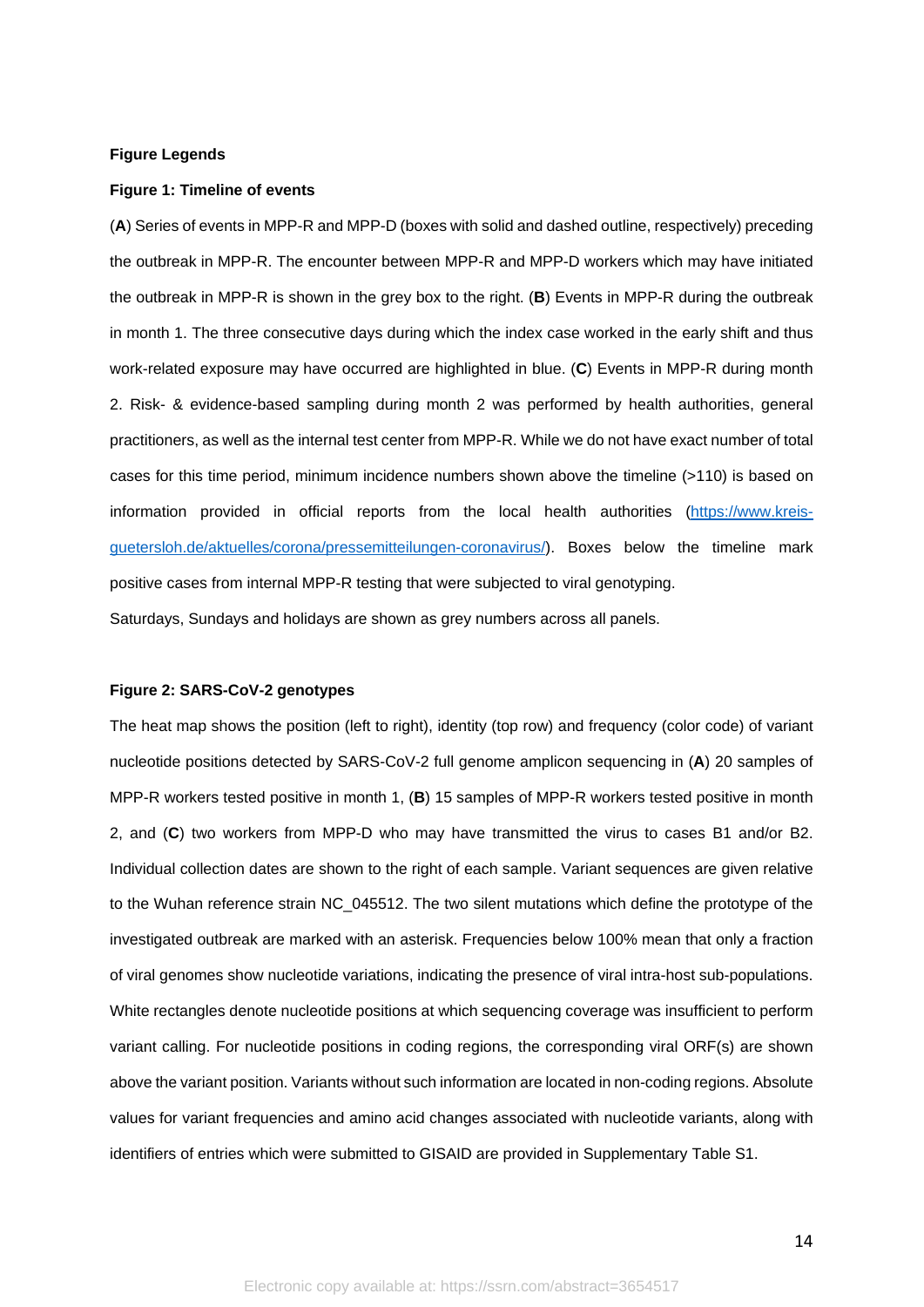**Figure Legends**

**Figure 1: Timeline of events**

(**A**) Series of events in MPP-R and MPP-D (boxes with solid and dashed outline, respectively) preceding the outbreak in MPP-R. The encounter between MPP-R and MPP-D workers which may have initiated the outbreak in MPP-R is shown in the grey box to the right. (**B**) Events in MPP-R during the outbreak in month 1. The three consecutive days during which the index case worked in the early shift and thus work-related exposure may have occurred are highlighted in blue. (**C**) Events in MPP-R during month 2. Risk- & evidence-based sampling during month 2 was performed by health authorities, general practitioners, as well as the internal test center from MPP-R. While we do not have exact number of total cases for this time period, minimum incidence numbers shown above the timeline (>110) is based on information provided in official reports from the local health authorities ([https://www.kreis-guetersloh.de/aktuelles/corona/pressemitteilungen-coronavirus/](https://www.kreis-guetersloh.de/aktuelles/corona/pressemitteilungen-coronavirus/)). Boxes below the timeline mark positive cases from internal MPP-R testing that were subjected to viral genotyping.

Saturdays, Sundays and holidays are shown as grey numbers across all panels.

**Figure 2: SARS-CoV-2 genotypes**

The heat map shows the position (left to right), identity (top row) and frequency (color code) of variant nucleotide positions detected by SARS-CoV-2 full genome amplicon sequencing in (**A**) 20 samples of MPP-R workers tested positive in month 1, (**B**) 15 samples of MPP-R workers tested positive in month 2, and (**C**) two workers from MPP-D who may have transmitted the virus to cases B1 and/or B2. Individual collection dates are shown to the right of each sample. Variant sequences are given relative to the Wuhan reference strain NC_045512. The two silent mutations which define the prototype of the investigated outbreak are marked with an asterisk. Frequencies below 100% mean that only a fraction of viral genomes show nucleotide variations, indicating the presence of viral intra-host sub-populations. White rectangles denote nucleotide positions at which sequencing coverage was insufficient to perform variant calling. For nucleotide positions in coding regions, the corresponding viral ORF(s) are shown above the variant position. Variants without such information are located in non-coding regions. Absolute values for variant frequencies and amino acid changes associated with nucleotide variants, along with identifiers of entries which were submitted to GISAID are provided in Supplementary Table S1.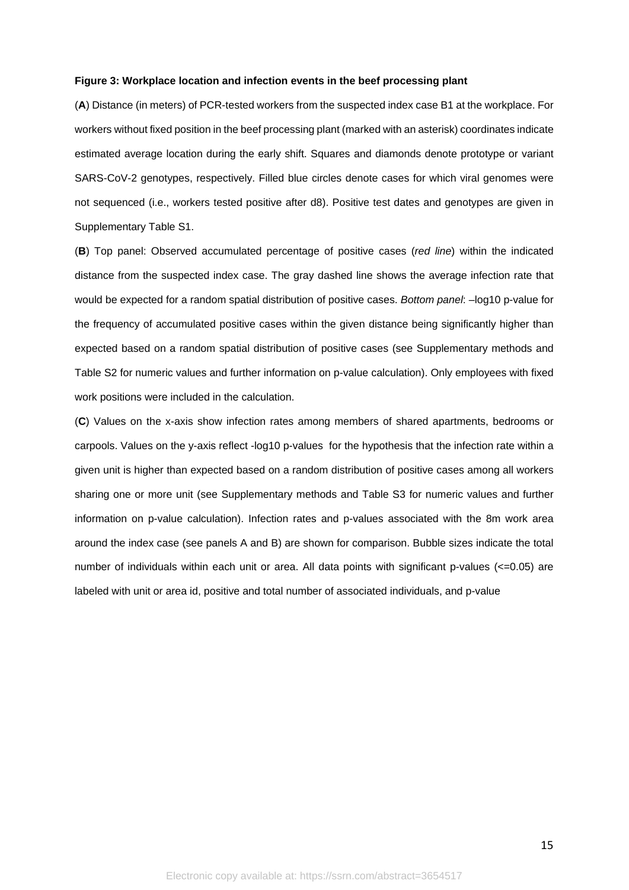**Figure 3: Workplace location and infection events in the beef processing plant**

(**A**) Distance (in meters) of PCR-tested workers from the suspected index case B1 at the workplace. For workers without fixed position in the beef processing plant (marked with an asterisk) coordinates indicate estimated average location during the early shift. Squares and diamonds denote prototype or variant SARS-CoV-2 genotypes, respectively. Filled blue circles denote cases for which viral genomes were not sequenced (i.e., workers tested positive after d8). Positive test dates and genotypes are given in Supplementary Table S1.

(**B**) Top panel: Observed accumulated percentage of positive cases (*red line*) within the indicated distance from the suspected index case. The gray dashed line shows the average infection rate that would be expected for a random spatial distribution of positive cases. *Bottom panel*: –log10 p-value for the frequency of accumulated positive cases within the given distance being significantly higher than expected based on a random spatial distribution of positive cases (see Supplementary methods and Table S2 for numeric values and further information on p-value calculation). Only employees with fixed work positions were included in the calculation.

(**C**) Values on the x-axis show infection rates among members of shared apartments, bedrooms or carpools. Values on the y-axis reflect -log10 p-values for the hypothesis that the infection rate within a given unit is higher than expected based on a random distribution of positive cases among all workers sharing one or more unit (see Supplementary methods and Table S3 for numeric values and further information on p-value calculation). Infection rates and p-values associated with the 8m work area around the index case (see panels A and B) are shown for comparison. Bubble sizes indicate the total number of individuals within each unit or area. All data points with significant p-values (<=0.05) are labeled with unit or area id, positive and total number of associated individuals, and p-value

Electronic copy available at: https://ssrn.com/abstract=3654517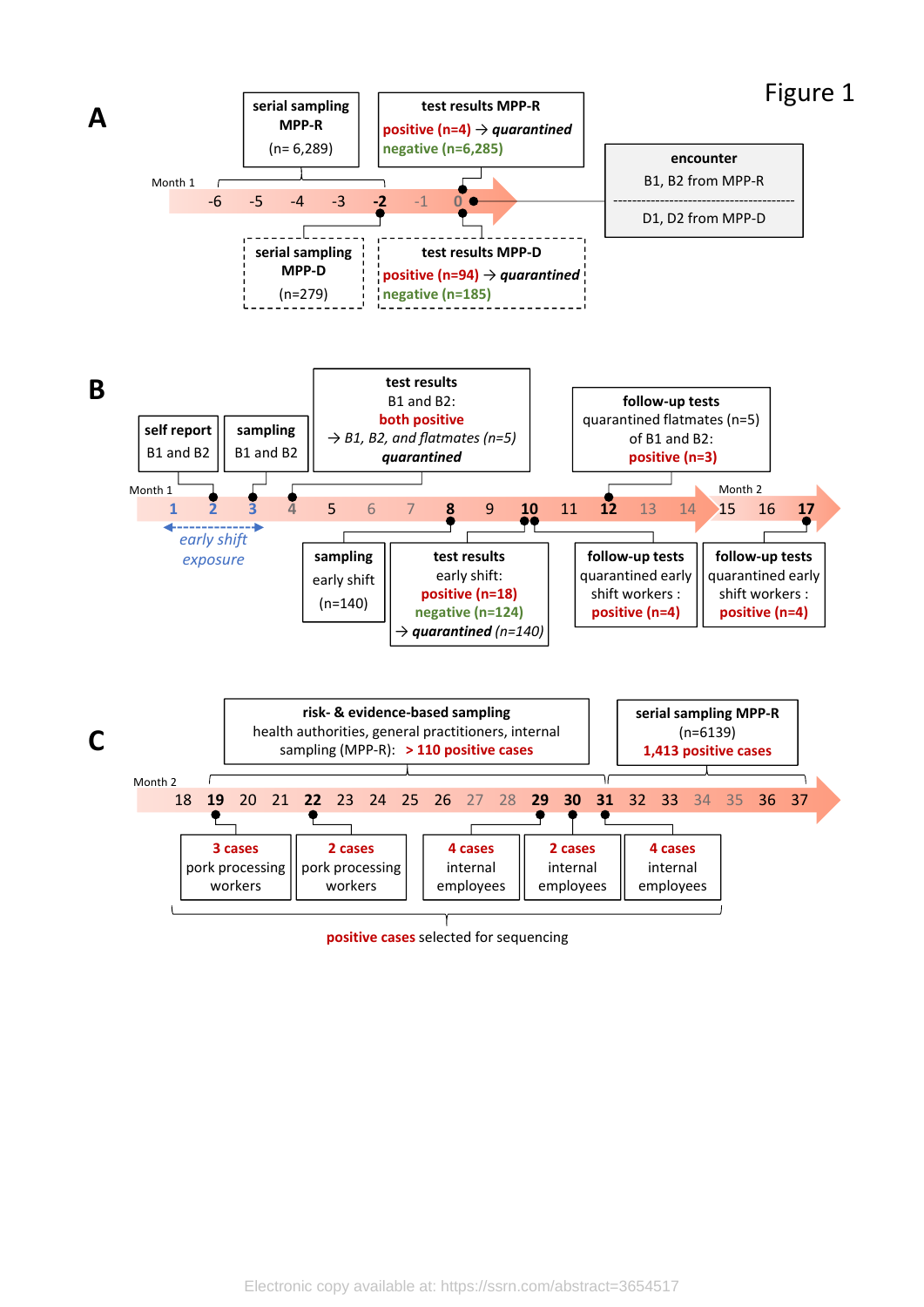Figure 1

**A**

**serial sampling MPP-R** (n= 6,289)

**test results MPP-R**
positive (n=4) → *quarantined*
negative (n=6,285)

Month 1
-6 -5 -4 -3 -2 -1 0

**encounter**
B1, B2 from MPP-R
D1, D2 from MPP-D

**serial sampling MPP-D** (n=279)

**test results MPP-D**
positive (n=94) → *quarantined*
negative (n=185)

**B**

**self report** B1 and B2

**sampling** B1 and B2

**test results**
B1 and B2:
both positive
→ *B1, B2, and flatmates (n=5)* ***quarantined***

**follow-up tests**
quarantined flatmates (n=5) of B1 and B2:
positive (n=3)

Month 1
1 2 3 4 5 6 7 8 9 10 11 12 13 14
Month 2
15 16 17

*early shift exposure*

**sampling** early shift (n=140)

**test results**
early shift:
positive (n=18)
negative (n=124)
→ ***quarantined*** *(n=140)*

**follow-up tests** quarantined early shift workers : positive (n=4)

**follow-up tests** quarantined early shift workers : positive (n=4)

**C**

**risk- & evidence-based sampling**
health authorities, general practitioners, internal sampling (MPP-R): > 110 positive cases

**serial sampling MPP-R**
(n=6139)
1,413 positive cases

Month 2
18 19 20 21 22 23 24 25 26 27 28 29 30 31 32 33 34 35 36 37

**3 cases** pork processing workers

**2 cases** pork processing workers

**4 cases** internal employees

**2 cases** internal employees

**4 cases** internal employees

positive cases selected for sequencing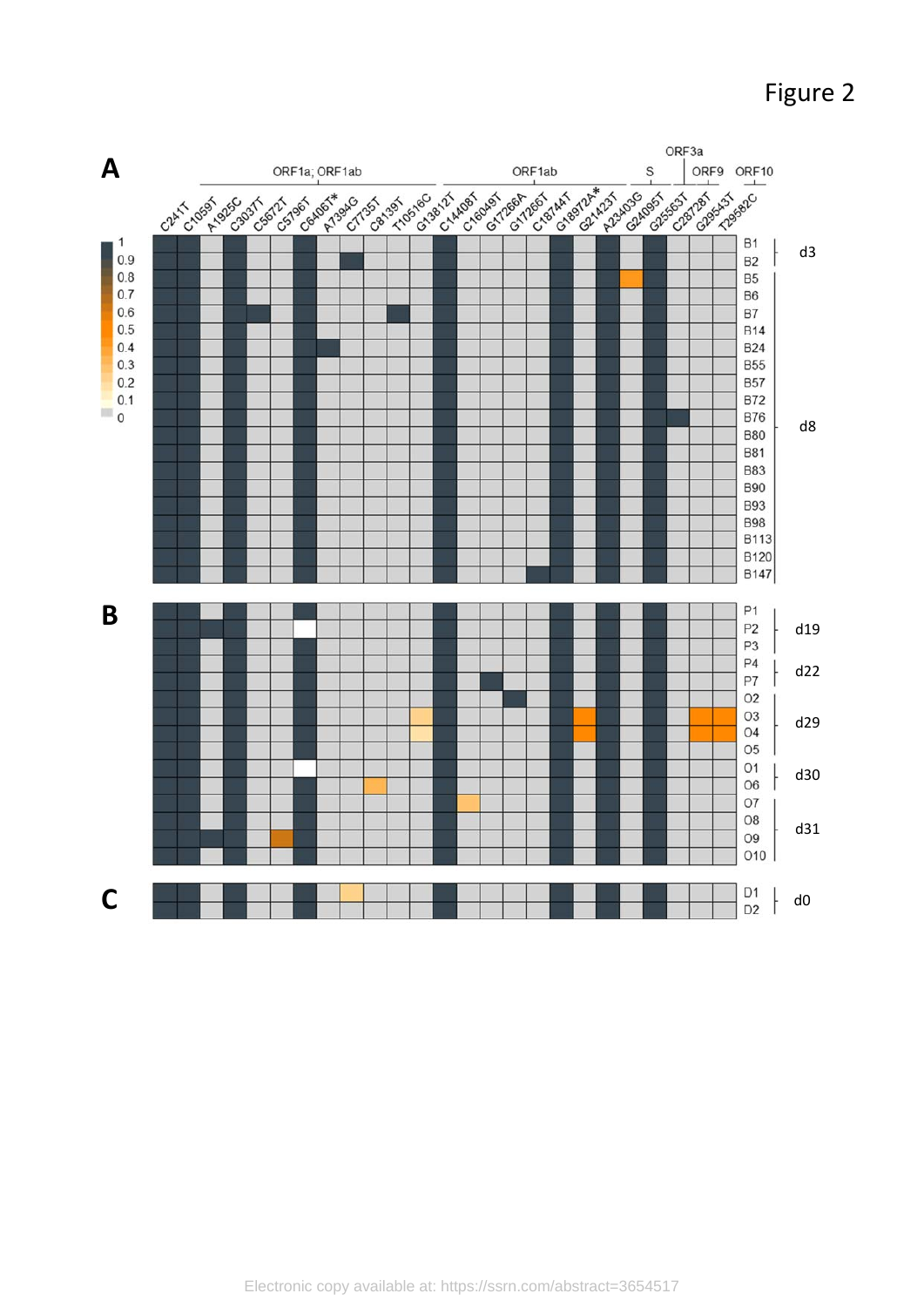Figure 2

A

ORF1a; ORF1ab
ORF1ab
S
ORF3a
ORF9
ORF10

C241T
C1059T
A1925C
C3037T
C5672T
C5796T
C6406T*
A7394G
C7735T
C8139T
T10516C
G13812T
C14408T
C16049T
G17266A
G17266T
C18744T
G18972A*
G21423T
A23403G
G24095T
G25563T
C28728T
G29543T
T29582C

1
0.9
0.8
0.7
0.6
0.5
0.4
0.3
0.2
0.1
0

B1
B2
d3

B5
B6
B7
B14
B24
B55
B57
B72
B76
B80
B81
B83
B90
B93
B98
B113
B120
B147
d8

B

P1
P2
d19

P3
P4
P7
d22

O2
O3
O4
O5
d29

O1
O6
d30

O7
O8
O9
O10
d31

C

D1
D2
d0

Electronic copy available at: https://ssrn.com/abstract=3654517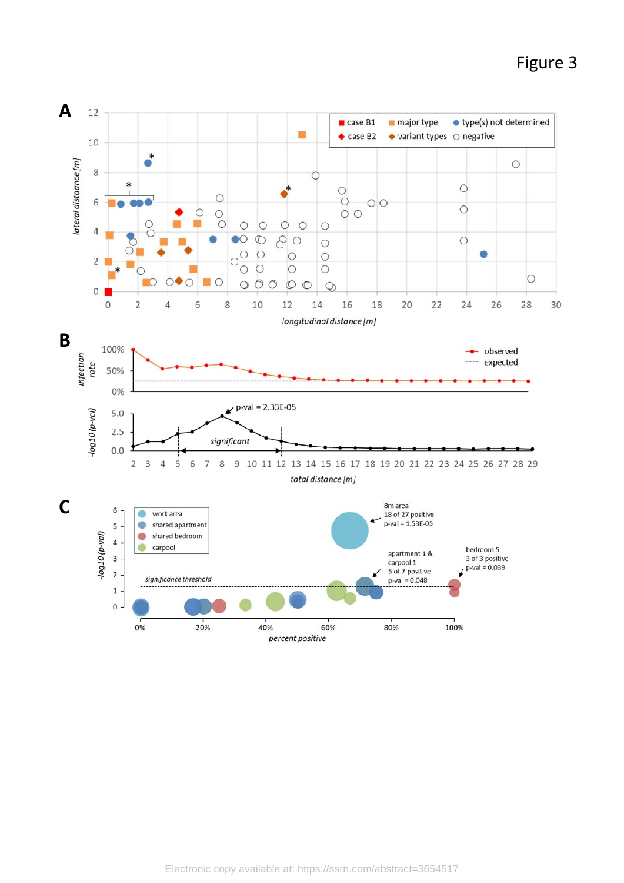Figure 3

A

12
10
8
6
4
2
0

lateral distance [m]

0 2 4 6 8 10 12 14 16 18 20 22 24 26 28 30

longitudinal distance [m]

case B1
case B2
major type
variant types
type(s) not determined
negative

*

B

infection rate

100%
50%
0%

observed
expected

-log10 (p-val)

5.0
2.5
0.0

p-val = 2.33E-05

significant

2 3 4 5 6 7 8 9 10 11 12 13 14 15 16 17 18 19 20 21 22 23 24 25 26 27 28 29

total distance [m]

C

-log10 (p-val)

6
5
4
3
2
1
0

work area
shared apartment
shared bedroom
carpool

8m area
18 of 27 positive
p-val = 1.53E-05

apartment 1 &
carpool 1
5 of 7 positive
p-val = 0.048

bedroom 5
3 of 3 positive
p-val = 0.039

significance threshold

0% 20% 40% 60% 80% 100%

percent positive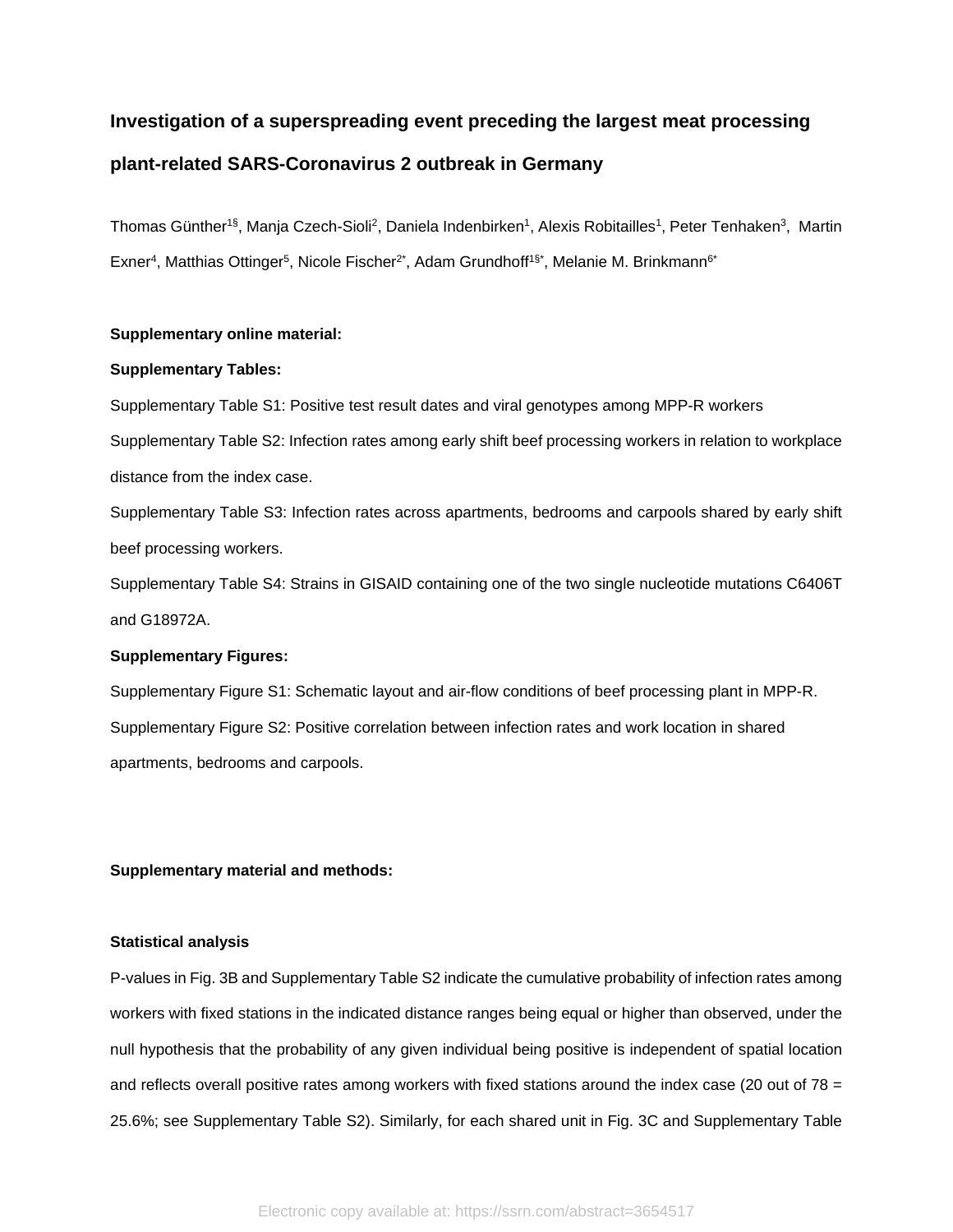**Investigation of a superspreading event preceding the largest meat processing plant-related SARS-Coronavirus 2 outbreak in Germany**

Thomas Günther[1§], Manja Czech-Sioli[2], Daniela Indenbirken[1], Alexis Robitailles[1], Peter Tenhaken[3], Martin Exner[4], Matthias Ottinger[5], Nicole Fischer[2*], Adam Grundhoff[1§*], Melanie M. Brinkmann[6*]

**Supplementary online material:**

**Supplementary Tables:**

Supplementary Table S1: Positive test result dates and viral genotypes among MPP-R workers

Supplementary Table S2: Infection rates among early shift beef processing workers in relation to workplace distance from the index case.

Supplementary Table S3: Infection rates across apartments, bedrooms and carpools shared by early shift beef processing workers.

Supplementary Table S4: Strains in GISAID containing one of the two single nucleotide mutations C6406T and G18972A.

**Supplementary Figures:**

Supplementary Figure S1: Schematic layout and air-flow conditions of beef processing plant in MPP-R.

Supplementary Figure S2: Positive correlation between infection rates and work location in shared apartments, bedrooms and carpools.

**Supplementary material and methods:**

**Statistical analysis**

P-values in Fig. 3B and Supplementary Table S2 indicate the cumulative probability of infection rates among workers with fixed stations in the indicated distance ranges being equal or higher than observed, under the null hypothesis that the probability of any given individual being positive is independent of spatial location and reflects overall positive rates among workers with fixed stations around the index case (20 out of 78 = 25.6%; see Supplementary Table S2). Similarly, for each shared unit in Fig. 3C and Supplementary Table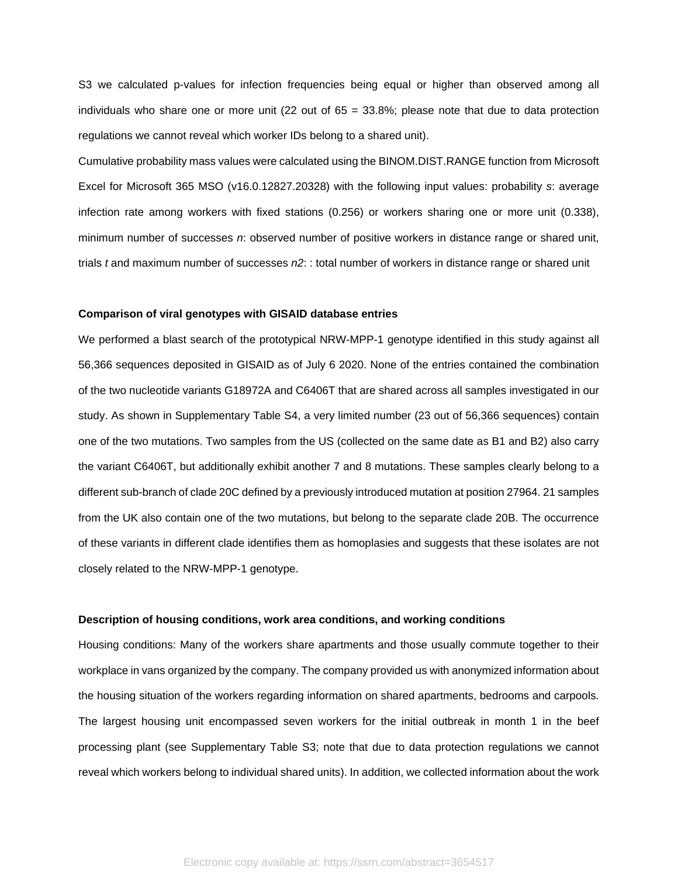S3 we calculated p-values for infection frequencies being equal or higher than observed among all individuals who share one or more unit (22 out of 65 = 33.8%; please note that due to data protection regulations we cannot reveal which worker IDs belong to a shared unit).

Cumulative probability mass values were calculated using the BINOM.DIST.RANGE function from Microsoft Excel for Microsoft 365 MSO (v16.0.12827.20328) with the following input values: probability *s*: average infection rate among workers with fixed stations (0.256) or workers sharing one or more unit (0.338), minimum number of successes *n*: observed number of positive workers in distance range or shared unit, trials *t* and maximum number of successes *n2*: : total number of workers in distance range or shared unit

**Comparison of viral genotypes with GISAID database entries**

We performed a blast search of the prototypical NRW-MPP-1 genotype identified in this study against all 56,366 sequences deposited in GISAID as of July 6 2020. None of the entries contained the combination of the two nucleotide variants G18972A and C6406T that are shared across all samples investigated in our study. As shown in Supplementary Table S4, a very limited number (23 out of 56,366 sequences) contain one of the two mutations. Two samples from the US (collected on the same date as B1 and B2) also carry the variant C6406T, but additionally exhibit another 7 and 8 mutations. These samples clearly belong to a different sub-branch of clade 20C defined by a previously introduced mutation at position 27964. 21 samples from the UK also contain one of the two mutations, but belong to the separate clade 20B. The occurrence of these variants in different clade identifies them as homoplasies and suggests that these isolates are not closely related to the NRW-MPP-1 genotype.

**Description of housing conditions, work area conditions, and working conditions**

Housing conditions: Many of the workers share apartments and those usually commute together to their workplace in vans organized by the company. The company provided us with anonymized information about the housing situation of the workers regarding information on shared apartments, bedrooms and carpools. The largest housing unit encompassed seven workers for the initial outbreak in month 1 in the beef processing plant (see Supplementary Table S3; note that due to data protection regulations we cannot reveal which workers belong to individual shared units). In addition, we collected information about the work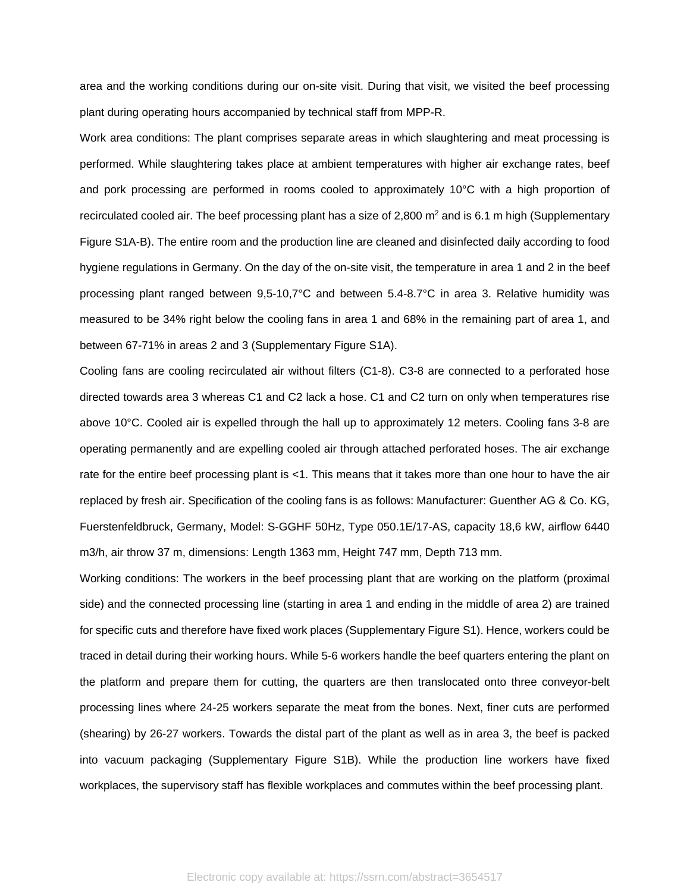area and the working conditions during our on-site visit. During that visit, we visited the beef processing plant during operating hours accompanied by technical staff from MPP-R.

Work area conditions: The plant comprises separate areas in which slaughtering and meat processing is performed. While slaughtering takes place at ambient temperatures with higher air exchange rates, beef and pork processing are performed in rooms cooled to approximately 10°C with a high proportion of recirculated cooled air. The beef processing plant has a size of 2,800 $m^2$ and is 6.1 m high (Supplementary Figure S1A-B). The entire room and the production line are cleaned and disinfected daily according to food hygiene regulations in Germany. On the day of the on-site visit, the temperature in area 1 and 2 in the beef processing plant ranged between 9,5-10,7°C and between 5.4-8.7°C in area 3. Relative humidity was measured to be 34% right below the cooling fans in area 1 and 68% in the remaining part of area 1, and between 67-71% in areas 2 and 3 (Supplementary Figure S1A).

Cooling fans are cooling recirculated air without filters (C1-8). C3-8 are connected to a perforated hose directed towards area 3 whereas C1 and C2 lack a hose. C1 and C2 turn on only when temperatures rise above 10°C. Cooled air is expelled through the hall up to approximately 12 meters. Cooling fans 3-8 are operating permanently and are expelling cooled air through attached perforated hoses. The air exchange rate for the entire beef processing plant is <1. This means that it takes more than one hour to have the air replaced by fresh air. Specification of the cooling fans is as follows: Manufacturer: Guenther AG & Co. KG, Fuerstenfeldbruck, Germany, Model: S-GGHF 50Hz, Type 050.1E/17-AS, capacity 18,6 kW, airflow 6440 m3/h, air throw 37 m, dimensions: Length 1363 mm, Height 747 mm, Depth 713 mm.

Working conditions: The workers in the beef processing plant that are working on the platform (proximal side) and the connected processing line (starting in area 1 and ending in the middle of area 2) are trained for specific cuts and therefore have fixed work places (Supplementary Figure S1). Hence, workers could be traced in detail during their working hours. While 5-6 workers handle the beef quarters entering the plant on the platform and prepare them for cutting, the quarters are then translocated onto three conveyor-belt processing lines where 24-25 workers separate the meat from the bones. Next, finer cuts are performed (shearing) by 26-27 workers. Towards the distal part of the plant as well as in area 3, the beef is packed into vacuum packaging (Supplementary Figure S1B). While the production line workers have fixed workplaces, the supervisory staff has flexible workplaces and commutes within the beef processing plant.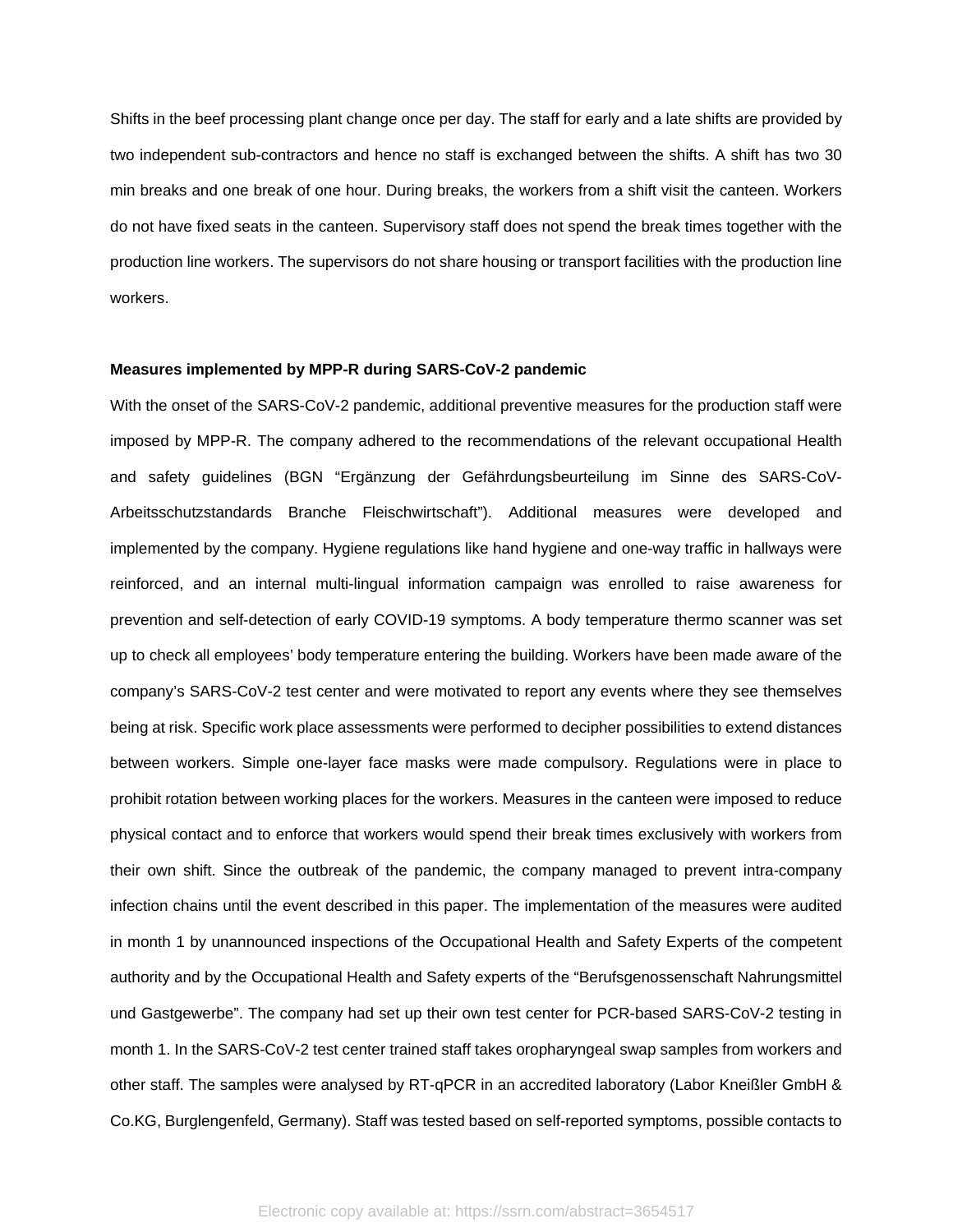Shifts in the beef processing plant change once per day. The staff for early and a late shifts are provided by two independent sub-contractors and hence no staff is exchanged between the shifts. A shift has two 30 min breaks and one break of one hour. During breaks, the workers from a shift visit the canteen. Workers do not have fixed seats in the canteen. Supervisory staff does not spend the break times together with the production line workers. The supervisors do not share housing or transport facilities with the production line workers.

**Measures implemented by MPP-R during SARS-CoV-2 pandemic**

With the onset of the SARS-CoV-2 pandemic, additional preventive measures for the production staff were imposed by MPP-R. The company adhered to the recommendations of the relevant occupational Health and safety guidelines (BGN "Ergänzung der Gefährdungsbeurteilung im Sinne des SARS-CoV-Arbeitsschutzstandards Branche Fleischwirtschaft"). Additional measures were developed and implemented by the company. Hygiene regulations like hand hygiene and one-way traffic in hallways were reinforced, and an internal multi-lingual information campaign was enrolled to raise awareness for prevention and self-detection of early COVID-19 symptoms. A body temperature thermo scanner was set up to check all employees' body temperature entering the building. Workers have been made aware of the company's SARS-CoV-2 test center and were motivated to report any events where they see themselves being at risk. Specific work place assessments were performed to decipher possibilities to extend distances between workers. Simple one-layer face masks were made compulsory. Regulations were in place to prohibit rotation between working places for the workers. Measures in the canteen were imposed to reduce physical contact and to enforce that workers would spend their break times exclusively with workers from their own shift. Since the outbreak of the pandemic, the company managed to prevent intra-company infection chains until the event described in this paper. The implementation of the measures were audited in month 1 by unannounced inspections of the Occupational Health and Safety Experts of the competent authority and by the Occupational Health and Safety experts of the "Berufsgenossenschaft Nahrungsmittel und Gastgewerbe". The company had set up their own test center for PCR-based SARS-CoV-2 testing in month 1. In the SARS-CoV-2 test center trained staff takes oropharyngeal swap samples from workers and other staff. The samples were analysed by RT-qPCR in an accredited laboratory (Labor Kneißler GmbH & Co.KG, Burglengenfeld, Germany). Staff was tested based on self-reported symptoms, possible contacts to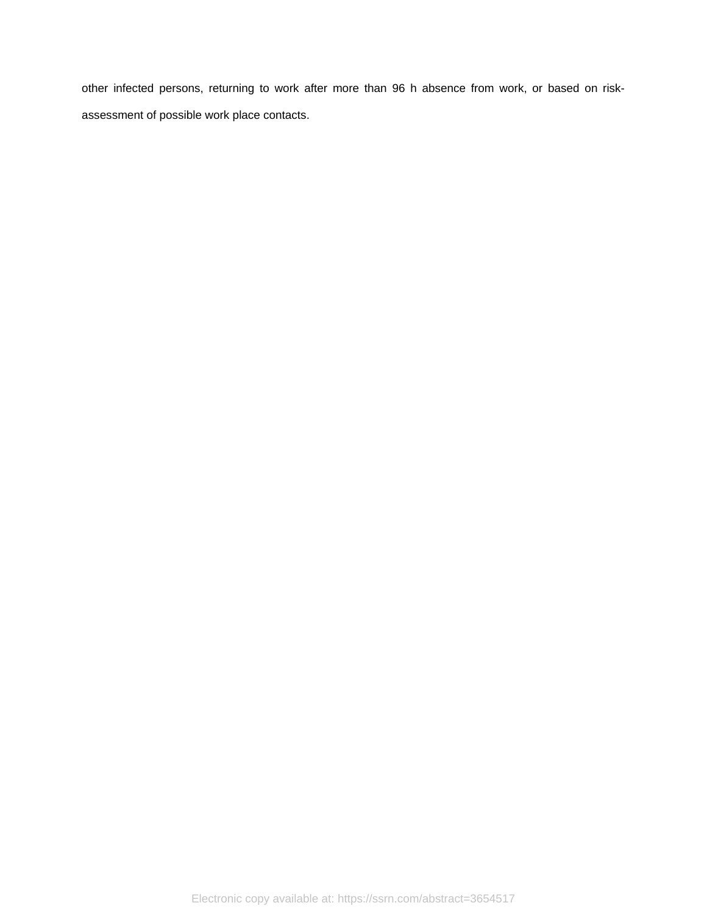other infected persons, returning to work after more than 96 h absence from work, or based on risk-assessment of possible work place contacts.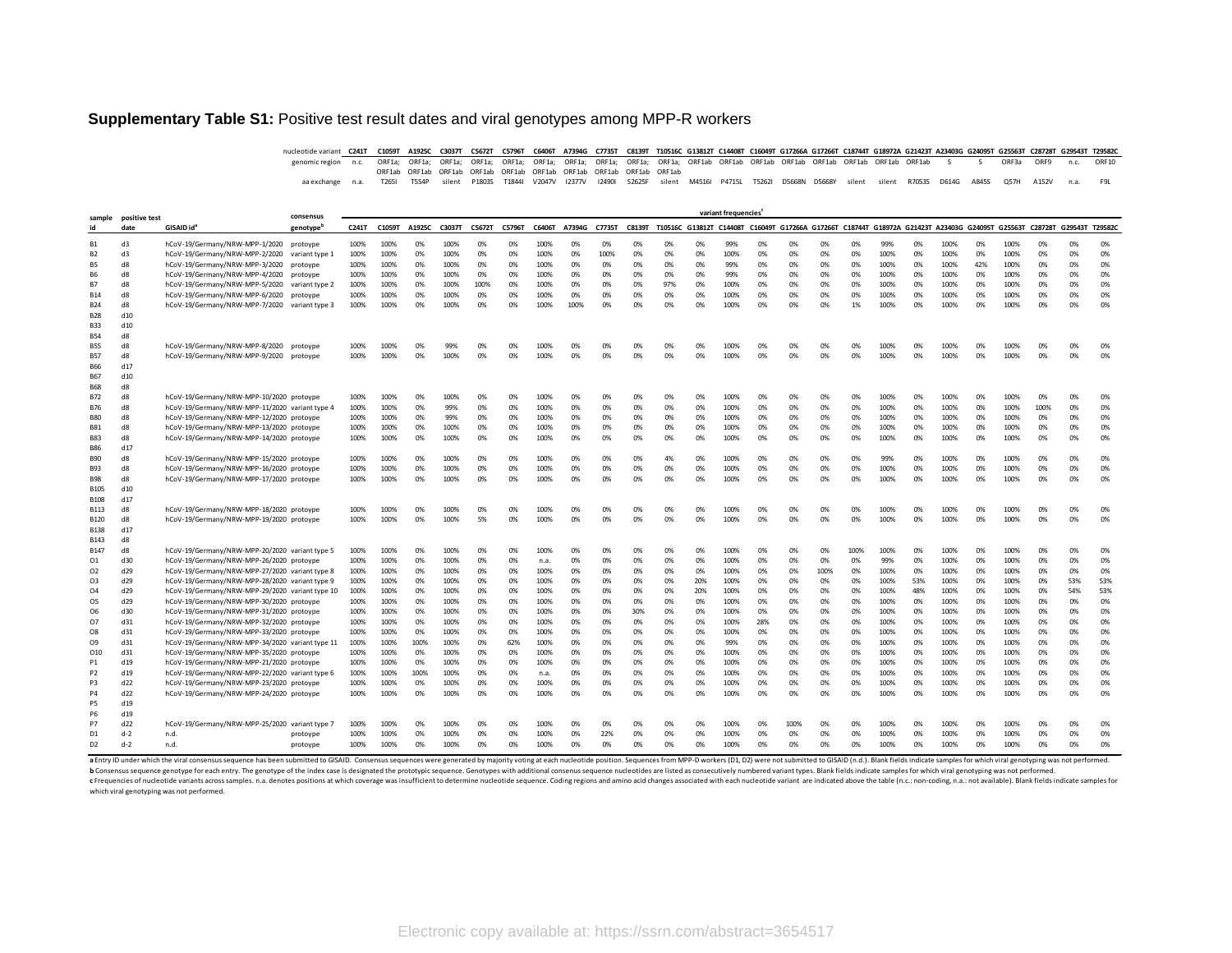**Supplementary Table S1:** Positive test result dates and viral genotypes among MPP-R workers

| sample id | positive test date | GISAID id[a] | consensus genotype[b] | C241T | C1059T | A1925C | C3037T | C5672T | C5796T | C6406T | A7394G | C7735T | C8139T | T10516C | G13812T | C14408T | C16049T | G17266A | G17266T | C18744T | G18972A | G21423T | A23403G | G24095T | G25563T | C28728T | G29543T | T29582C |
|---|---|---|---|---|---|---|---|---|---|---|---|---|---|---|---|---|---|---|---|---|---|---|---|---|---|---|---|---|
| | | | genomic region | n.c. | ORF1a; ORF1ab | ORF1a; ORF1ab | ORF1a; ORF1ab | ORF1a; ORF1ab | ORF1a; ORF1ab | ORF1a; ORF1ab | ORF1a; ORF1ab | ORF1a; ORF1ab | ORF1a; ORF1ab | ORF1a; ORF1ab | ORF1ab | ORF1ab | ORF1ab | ORF1ab | ORF1ab | ORF1ab | ORF1ab | ORF1ab | S | S | ORF3a | ORF9 | n.c. | ORF10 |
| | | | aa exchange | n.a. | T265I | T554P | silent | P1803S | T1844I | V2047V | I2377V | I2490I | S2625F | silent | M4516I | P4715L | T5262I | D5668N | D5668Y | silent | silent | R7053S | D614G | A845S | Q57H | A152V | n.a. | F9L |
| | | | | variant frequencies[c] | | | | | | | | | | | | | | | | | | | | | | | | |
| B1 | d3 | hCoV-19/Germany/NRW-MPP-1/2020 | protoype | 100% | 100% | 0% | 100% | 0% | 0% | 100% | 0% | 0% | 0% | 0% | 0% | 99% | 0% | 0% | 0% | 0% | 99% | 0% | 100% | 0% | 100% | 0% | 0% | 0% |
| B2 | d3 | hCoV-19/Germany/NRW-MPP-2/2020 | variant type 1 | 100% | 100% | 0% | 100% | 0% | 0% | 100% | 0% | 100% | 0% | 0% | 0% | 100% | 0% | 0% | 0% | 0% | 100% | 0% | 100% | 0% | 100% | 0% | 0% | 0% |
| B5 | d8 | hCoV-19/Germany/NRW-MPP-3/2020 | protoype | 100% | 100% | 0% | 100% | 0% | 0% | 100% | 0% | 0% | 0% | 0% | 0% | 99% | 0% | 0% | 0% | 0% | 100% | 0% | 100% | 42% | 100% | 0% | 0% | 0% |
| B6 | d8 | hCoV-19/Germany/NRW-MPP-4/2020 | protoype | 100% | 100% | 0% | 100% | 0% | 0% | 100% | 0% | 0% | 0% | 0% | 0% | 99% | 0% | 0% | 0% | 0% | 100% | 0% | 100% | 0% | 100% | 0% | 0% | 0% |
| B7 | d8 | hCoV-19/Germany/NRW-MPP-5/2020 | variant type 2 | 100% | 100% | 0% | 100% | 100% | 0% | 100% | 0% | 0% | 0% | 97% | 0% | 100% | 0% | 0% | 0% | 0% | 100% | 0% | 100% | 0% | 100% | 0% | 0% | 0% |
| B14 | d8 | hCoV-19/Germany/NRW-MPP-6/2020 | protoype | 100% | 100% | 0% | 100% | 0% | 0% | 100% | 0% | 0% | 0% | 0% | 0% | 100% | 0% | 0% | 0% | 0% | 100% | 0% | 100% | 0% | 100% | 0% | 0% | 0% |
| B24 | d8 | hCoV-19/Germany/NRW-MPP-7/2020 | variant type 3 | 100% | 100% | 0% | 100% | 0% | 0% | 100% | 100% | 0% | 0% | 0% | 0% | 100% | 0% | 0% | 0% | 1% | 100% | 0% | 100% | 0% | 100% | 0% | 0% | 0% |
| B28 | d10 | | | | | | | | | | | | | | | | | | | | | | | | | | | |
| B33 | d10 | | | | | | | | | | | | | | | | | | | | | | | | | | | |
| B54 | d8 | | | | | | | | | | | | | | | | | | | | | | | | | | | |
| B55 | d8 | hCoV-19/Germany/NRW-MPP-8/2020 | protoype | 100% | 100% | 0% | 99% | 0% | 0% | 100% | 0% | 0% | 0% | 0% | 0% | 100% | 0% | 0% | 0% | 0% | 100% | 0% | 100% | 0% | 100% | 0% | 0% | 0% |
| B57 | d8 | hCoV-19/Germany/NRW-MPP-9/2020 | protoype | 100% | 100% | 0% | 100% | 0% | 0% | 100% | 0% | 0% | 0% | 0% | 0% | 100% | 0% | 0% | 0% | 0% | 100% | 0% | 100% | 0% | 100% | 0% | 0% | 0% |
| B66 | d17 | | | | | | | | | | | | | | | | | | | | | | | | | | | |
| B67 | d10 | | | | | | | | | | | | | | | | | | | | | | | | | | | |
| B68 | d8 | | | | | | | | | | | | | | | | | | | | | | | | | | | |
| B72 | d8 | hCoV-19/Germany/NRW-MPP-10/2020 | protoype | 100% | 100% | 0% | 100% | 0% | 0% | 100% | 0% | 0% | 0% | 0% | 0% | 100% | 0% | 0% | 0% | 0% | 100% | 0% | 100% | 0% | 100% | 0% | 0% | 0% |
| B76 | d8 | hCoV-19/Germany/NRW-MPP-11/2020 | variant type 4 | 100% | 100% | 0% | 99% | 0% | 0% | 100% | 0% | 0% | 0% | 0% | 0% | 100% | 0% | 0% | 0% | 0% | 100% | 0% | 100% | 0% | 100% | 100% | 0% | 0% |
| B80 | d8 | hCoV-19/Germany/NRW-MPP-12/2020 | protoype | 100% | 100% | 0% | 99% | 0% | 0% | 100% | 0% | 0% | 0% | 0% | 0% | 100% | 0% | 0% | 0% | 0% | 100% | 0% | 100% | 0% | 100% | 0% | 0% | 0% |
| B81 | d8 | hCoV-19/Germany/NRW-MPP-13/2020 | protoype | 100% | 100% | 0% | 100% | 0% | 0% | 100% | 0% | 0% | 0% | 0% | 0% | 100% | 0% | 0% | 0% | 0% | 100% | 0% | 100% | 0% | 100% | 0% | 0% | 0% |
| B83 | d8 | hCoV-19/Germany/NRW-MPP-14/2020 | protoype | 100% | 100% | 0% | 100% | 0% | 0% | 100% | 0% | 0% | 0% | 0% | 0% | 100% | 0% | 0% | 0% | 0% | 100% | 0% | 100% | 0% | 100% | 0% | 0% | 0% |
| B86 | d17 | | | | | | | | | | | | | | | | | | | | | | | | | | | |
| B90 | d8 | hCoV-19/Germany/NRW-MPP-15/2020 | protoype | 100% | 100% | 0% | 100% | 0% | 0% | 100% | 0% | 0% | 0% | 4% | 0% | 100% | 0% | 0% | 0% | 0% | 99% | 0% | 100% | 0% | 100% | 0% | 0% | 0% |
| B93 | d8 | hCoV-19/Germany/NRW-MPP-16/2020 | protoype | 100% | 100% | 0% | 100% | 0% | 0% | 100% | 0% | 0% | 0% | 0% | 0% | 100% | 0% | 0% | 0% | 0% | 100% | 0% | 100% | 0% | 100% | 0% | 0% | 0% |
| B98 | d8 | hCoV-19/Germany/NRW-MPP-17/2020 | protoype | 100% | 100% | 0% | 100% | 0% | 0% | 100% | 0% | 0% | 0% | 0% | 0% | 100% | 0% | 0% | 0% | 0% | 100% | 0% | 100% | 0% | 100% | 0% | 0% | 0% |
| B105 | d10 | | | | | | | | | | | | | | | | | | | | | | | | | | | |
| B108 | d17 | | | | | | | | | | | | | | | | | | | | | | | | | | | |
| B113 | d8 | hCoV-19/Germany/NRW-MPP-18/2020 | protoype | 100% | 100% | 0% | 100% | 0% | 0% | 100% | 0% | 0% | 0% | 0% | 0% | 100% | 0% | 0% | 0% | 0% | 100% | 0% | 100% | 0% | 100% | 0% | 0% | 0% |
| B120 | d8 | hCoV-19/Germany/NRW-MPP-19/2020 | protoype | 100% | 100% | 0% | 100% | 5% | 0% | 100% | 0% | 0% | 0% | 0% | 0% | 100% | 0% | 0% | 0% | 0% | 100% | 0% | 100% | 0% | 100% | 0% | 0% | 0% |
| B138 | d17 | | | | | | | | | | | | | | | | | | | | | | | | | | | |
| B143 | d8 | | | | | | | | | | | | | | | | | | | | | | | | | | | |
| B147 | d8 | hCoV-19/Germany/NRW-MPP-20/2020 | variant type 5 | 100% | 100% | 0% | 100% | 0% | 0% | 100% | 0% | 0% | 0% | 0% | 0% | 100% | 0% | 0% | 0% | 100% | 100% | 0% | 100% | 0% | 100% | 0% | 0% | 0% |
| O1 | d30 | hCoV-19/Germany/NRW-MPP-26/2020 | protoype | 100% | 100% | 0% | 100% | 0% | 0% | n.a. | 0% | 0% | 0% | 0% | 0% | 100% | 0% | 0% | 0% | 0% | 99% | 0% | 100% | 0% | 100% | 0% | 0% | 0% |
| O2 | d29 | hCoV-19/Germany/NRW-MPP-27/2020 | variant type 8 | 100% | 100% | 0% | 100% | 0% | 0% | 100% | 0% | 0% | 0% | 0% | 0% | 100% | 0% | 0% | 100% | 0% | 100% | 0% | 100% | 0% | 100% | 0% | 0% | 0% |
| O3 | d29 | hCoV-19/Germany/NRW-MPP-28/2020 | variant type 9 | 100% | 100% | 0% | 100% | 0% | 0% | 100% | 0% | 0% | 0% | 0% | 20% | 100% | 0% | 0% | 0% | 0% | 100% | 53% | 100% | 0% | 100% | 0% | 53% | 53% |
| O4 | d29 | hCoV-19/Germany/NRW-MPP-29/2020 | variant type 10 | 100% | 100% | 0% | 100% | 0% | 0% | 100% | 0% | 0% | 0% | 0% | 20% | 100% | 0% | 0% | 0% | 0% | 100% | 48% | 100% | 0% | 100% | 0% | 54% | 53% |
| O5 | d29 | hCoV-19/Germany/NRW-MPP-30/2020 | protoype | 100% | 100% | 0% | 100% | 0% | 0% | 100% | 0% | 0% | 0% | 0% | 0% | 100% | 0% | 0% | 0% | 0% | 100% | 0% | 100% | 0% | 100% | 0% | 0% | 0% |
| O6 | d30 | hCoV-19/Germany/NRW-MPP-31/2020 | protoype | 100% | 100% | 0% | 100% | 0% | 0% | 100% | 0% | 0% | 30% | 0% | 0% | 100% | 0% | 0% | 0% | 0% | 100% | 0% | 100% | 0% | 100% | 0% | 0% | 0% |
| O7 | d31 | hCoV-19/Germany/NRW-MPP-32/2020 | protoype | 100% | 100% | 0% | 100% | 0% | 0% | 100% | 0% | 0% | 0% | 0% | 0% | 100% | 28% | 0% | 0% | 0% | 100% | 0% | 100% | 0% | 100% | 0% | 0% | 0% |
| O8 | d31 | hCoV-19/Germany/NRW-MPP-33/2020 | protoype | 100% | 100% | 0% | 100% | 0% | 0% | 100% | 0% | 0% | 0% | 0% | 0% | 100% | 0% | 0% | 0% | 0% | 100% | 0% | 100% | 0% | 100% | 0% | 0% | 0% |
| O9 | d31 | hCoV-19/Germany/NRW-MPP-34/2020 | variant type 11 | 100% | 100% | 100% | 100% | 0% | 62% | 100% | 0% | 0% | 0% | 0% | 0% | 99% | 0% | 0% | 0% | 0% | 100% | 0% | 100% | 0% | 100% | 0% | 0% | 0% |
| O10 | d31 | hCoV-19/Germany/NRW-MPP-35/2020 | protoype | 100% | 100% | 0% | 100% | 0% | 0% | 100% | 0% | 0% | 0% | 0% | 0% | 100% | 0% | 0% | 0% | 0% | 100% | 0% | 100% | 0% | 100% | 0% | 0% | 0% |
| P1 | d19 | hCoV-19/Germany/NRW-MPP-21/2020 | protoype | 100% | 100% | 0% | 100% | 0% | 0% | 100% | 0% | 0% | 0% | 0% | 0% | 100% | 0% | 0% | 0% | 0% | 100% | 0% | 100% | 0% | 100% | 0% | 0% | 0% |
| P2 | d19 | hCoV-19/Germany/NRW-MPP-22/2020 | variant type 6 | 100% | 100% | 100% | 100% | 0% | 0% | n.a. | 0% | 0% | 0% | 0% | 0% | 100% | 0% | 0% | 0% | 0% | 100% | 0% | 100% | 0% | 100% | 0% | 0% | 0% |
| P3 | d22 | hCoV-19/Germany/NRW-MPP-23/2020 | protoype | 100% | 100% | 0% | 100% | 0% | 0% | 100% | 0% | 0% | 0% | 0% | 0% | 100% | 0% | 0% | 0% | 0% | 100% | 0% | 100% | 0% | 100% | 0% | 0% | 0% |
| P4 | d22 | hCoV-19/Germany/NRW-MPP-24/2020 | protoype | 100% | 100% | 0% | 100% | 0% | 0% | 100% | 0% | 0% | 0% | 0% | 0% | 100% | 0% | 0% | 0% | 0% | 100% | 0% | 100% | 0% | 100% | 0% | 0% | 0% |
| P5 | d19 | | | | | | | | | | | | | | | | | | | | | | | | | | | |
| P6 | d19 | | | | | | | | | | | | | | | | | | | | | | | | | | | |
| P7 | d22 | hCoV-19/Germany/NRW-MPP-25/2020 | variant type 7 | 100% | 100% | 0% | 100% | 0% | 0% | 100% | 0% | 0% | 0% | 0% | 0% | 100% | 0% | 100% | 0% | 0% | 100% | 0% | 100% | 0% | 100% | 0% | 0% | 0% |
| D1 | d-2 | n.d. | protoype | 100% | 100% | 0% | 100% | 0% | 0% | 100% | 0% | 22% | 0% | 0% | 0% | 100% | 0% | 0% | 0% | 0% | 100% | 0% | 100% | 0% | 100% | 0% | 0% | 0% |
| D2 | d-2 | n.d. | protoype | 100% | 100% | 0% | 100% | 0% | 0% | 100% | 0% | 0% | 0% | 0% | 0% | 100% | 0% | 0% | 0% | 0% | 100% | 0% | 100% | 0% | 100% | 0% | 0% | 0% |

**a** Entry ID under which the viral consensus sequence has been submitted to GISAID. Consensus sequences were generated by majority voting at each nucleotide position. Sequences from MPP-D workers (D1, D2) were not submitted to GISAID (n.d.). Blank fields indicate samples for which viral genotyping was not performed.

**b** Consensus sequence genotype for each entry. The genotype of the index case is designated the prototypic sequence. Genotypes with additional consenus sequence nucleotides are listed as consecutively numbered variant types. Blank fields indicate samples for which viral genotyping was not performed.

**c** Frequencies of nucleotide variants across samples. n.a. denotes positions at which coverage was insufficient to determine nucleotide sequence. Coding regions and amino acid changes associated with each nucleotide variant are indicated above the table (n.c.: non-coding, n.a.: not available). Blank fields indicate samples for which viral genotyping was not performed.

Electronic copy available at: https://ssrn.com/abstract=3654517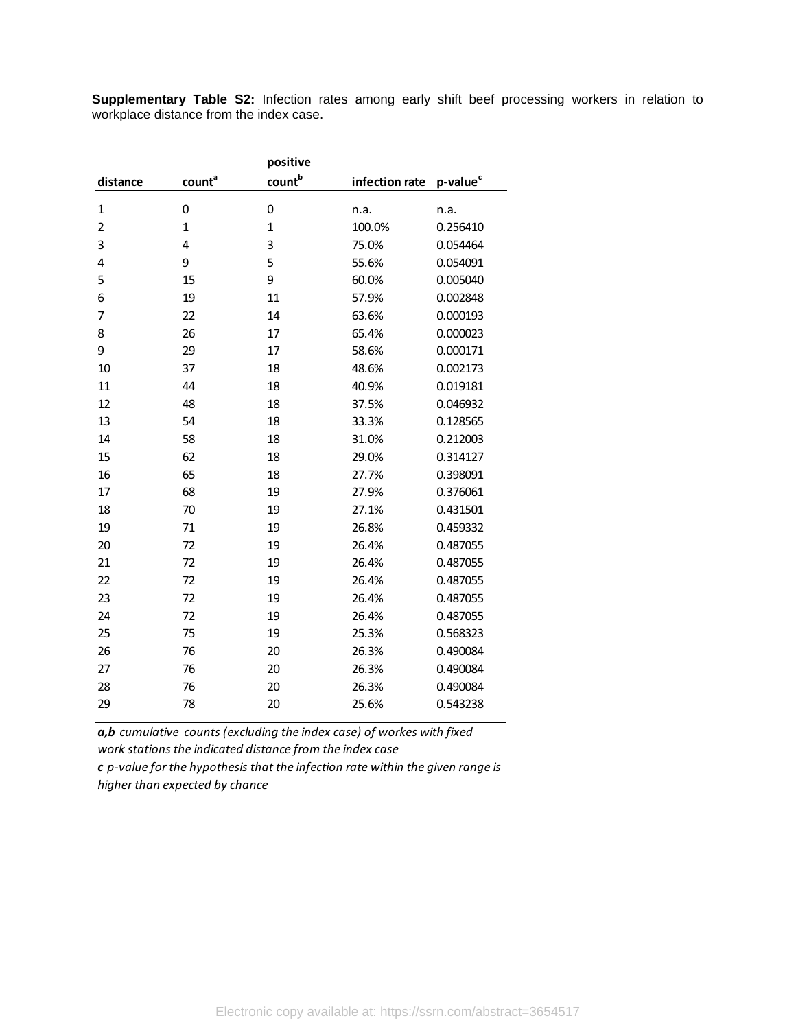**Supplementary Table S2:** Infection rates among early shift beef processing workers in relation to workplace distance from the index case.

| distance | count[a] | positive count[b] | infection rate | p-value[c] |
|---|---|---|---|---|
| 1 | 0 | 0 | n.a. | n.a. |
| 2 | 1 | 1 | 100.0% | 0.256410 |
| 3 | 4 | 3 | 75.0% | 0.054464 |
| 4 | 9 | 5 | 55.6% | 0.054091 |
| 5 | 15 | 9 | 60.0% | 0.005040 |
| 6 | 19 | 11 | 57.9% | 0.002848 |
| 7 | 22 | 14 | 63.6% | 0.000193 |
| 8 | 26 | 17 | 65.4% | 0.000023 |
| 9 | 29 | 17 | 58.6% | 0.000171 |
| 10 | 37 | 18 | 48.6% | 0.002173 |
| 11 | 44 | 18 | 40.9% | 0.019181 |
| 12 | 48 | 18 | 37.5% | 0.046932 |
| 13 | 54 | 18 | 33.3% | 0.128565 |
| 14 | 58 | 18 | 31.0% | 0.212003 |
| 15 | 62 | 18 | 29.0% | 0.314127 |
| 16 | 65 | 18 | 27.7% | 0.398091 |
| 17 | 68 | 19 | 27.9% | 0.376061 |
| 18 | 70 | 19 | 27.1% | 0.431501 |
| 19 | 71 | 19 | 26.8% | 0.459332 |
| 20 | 72 | 19 | 26.4% | 0.487055 |
| 21 | 72 | 19 | 26.4% | 0.487055 |
| 22 | 72 | 19 | 26.4% | 0.487055 |
| 23 | 72 | 19 | 26.4% | 0.487055 |
| 24 | 72 | 19 | 26.4% | 0.487055 |
| 25 | 75 | 19 | 25.3% | 0.568323 |
| 26 | 76 | 20 | 26.3% | 0.490084 |
| 27 | 76 | 20 | 26.3% | 0.490084 |
| 28 | 76 | 20 | 26.3% | 0.490084 |
| 29 | 78 | 20 | 25.6% | 0.543238 |

***a,b*** *cumulative counts (excluding the index case) of workes with fixed work stations the indicated distance from the index case*

***c*** *p-value for the hypothesis that the infection rate within the given range is higher than expected by chance*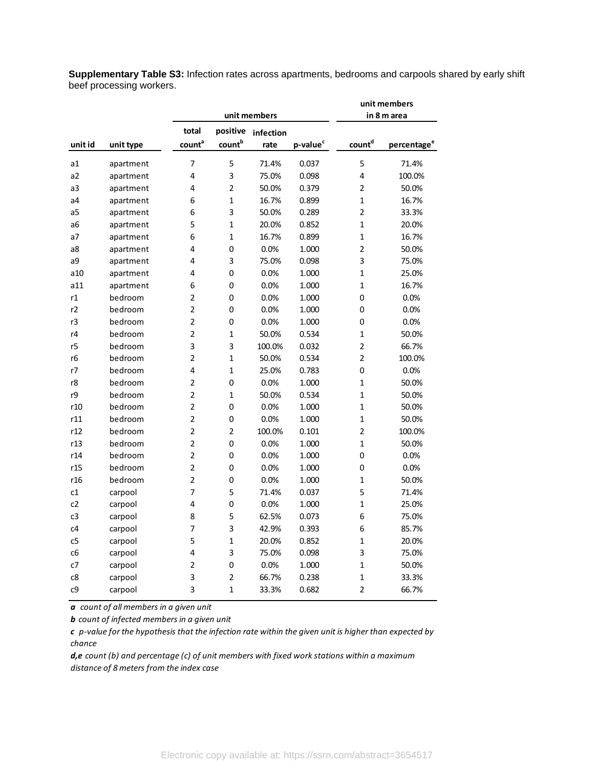**Supplementary Table S3:** Infection rates across apartments, bedrooms and carpools shared by early shift beef processing workers.

| | | unit members | | | | unit members in 8 m area | |
|---|---|---|---|---|---|---|---|
| unit id | unit type | total count[a] | positive count[b] | infection rate | p-value[c] | count[d] | percentage[e] |
| a1 | apartment | 7 | 5 | 71.4% | 0.037 | 5 | 71.4% |
| a2 | apartment | 4 | 3 | 75.0% | 0.098 | 4 | 100.0% |
| a3 | apartment | 4 | 2 | 50.0% | 0.379 | 2 | 50.0% |
| a4 | apartment | 6 | 1 | 16.7% | 0.899 | 1 | 16.7% |
| a5 | apartment | 6 | 3 | 50.0% | 0.289 | 2 | 33.3% |
| a6 | apartment | 5 | 1 | 20.0% | 0.852 | 1 | 20.0% |
| a7 | apartment | 6 | 1 | 16.7% | 0.899 | 1 | 16.7% |
| a8 | apartment | 4 | 0 | 0.0% | 1.000 | 2 | 50.0% |
| a9 | apartment | 4 | 3 | 75.0% | 0.098 | 3 | 75.0% |
| a10 | apartment | 4 | 0 | 0.0% | 1.000 | 1 | 25.0% |
| a11 | apartment | 6 | 0 | 0.0% | 1.000 | 1 | 16.7% |
| r1 | bedroom | 2 | 0 | 0.0% | 1.000 | 0 | 0.0% |
| r2 | bedroom | 2 | 0 | 0.0% | 1.000 | 0 | 0.0% |
| r3 | bedroom | 2 | 0 | 0.0% | 1.000 | 0 | 0.0% |
| r4 | bedroom | 2 | 1 | 50.0% | 0.534 | 1 | 50.0% |
| r5 | bedroom | 3 | 3 | 100.0% | 0.032 | 2 | 66.7% |
| r6 | bedroom | 2 | 1 | 50.0% | 0.534 | 2 | 100.0% |
| r7 | bedroom | 4 | 1 | 25.0% | 0.783 | 0 | 0.0% |
| r8 | bedroom | 2 | 0 | 0.0% | 1.000 | 1 | 50.0% |
| r9 | bedroom | 2 | 1 | 50.0% | 0.534 | 1 | 50.0% |
| r10 | bedroom | 2 | 0 | 0.0% | 1.000 | 1 | 50.0% |
| r11 | bedroom | 2 | 0 | 0.0% | 1.000 | 1 | 50.0% |
| r12 | bedroom | 2 | 2 | 100.0% | 0.101 | 2 | 100.0% |
| r13 | bedroom | 2 | 0 | 0.0% | 1.000 | 1 | 50.0% |
| r14 | bedroom | 2 | 0 | 0.0% | 1.000 | 0 | 0.0% |
| r15 | bedroom | 2 | 0 | 0.0% | 1.000 | 0 | 0.0% |
| r16 | bedroom | 2 | 0 | 0.0% | 1.000 | 1 | 50.0% |
| c1 | carpool | 7 | 5 | 71.4% | 0.037 | 5 | 71.4% |
| c2 | carpool | 4 | 0 | 0.0% | 1.000 | 1 | 25.0% |
| c3 | carpool | 8 | 5 | 62.5% | 0.073 | 6 | 75.0% |
| c4 | carpool | 7 | 3 | 42.9% | 0.393 | 6 | 85.7% |
| c5 | carpool | 5 | 1 | 20.0% | 0.852 | 1 | 20.0% |
| c6 | carpool | 4 | 3 | 75.0% | 0.098 | 3 | 75.0% |
| c7 | carpool | 2 | 0 | 0.0% | 1.000 | 1 | 50.0% |
| c8 | carpool | 3 | 2 | 66.7% | 0.238 | 1 | 33.3% |
| c9 | carpool | 3 | 1 | 33.3% | 0.682 | 2 | 66.7% |

***a*** *count of all members in a given unit*

***b*** *count of infected members in a given unit*

***c*** *p-value for the hypothesis that the infection rate within the given unit is higher than expected by chance*

***d,e*** *count (b) and percentage (c) of unit members with fixed work stations within a maximum distance of 8 meters from the index case*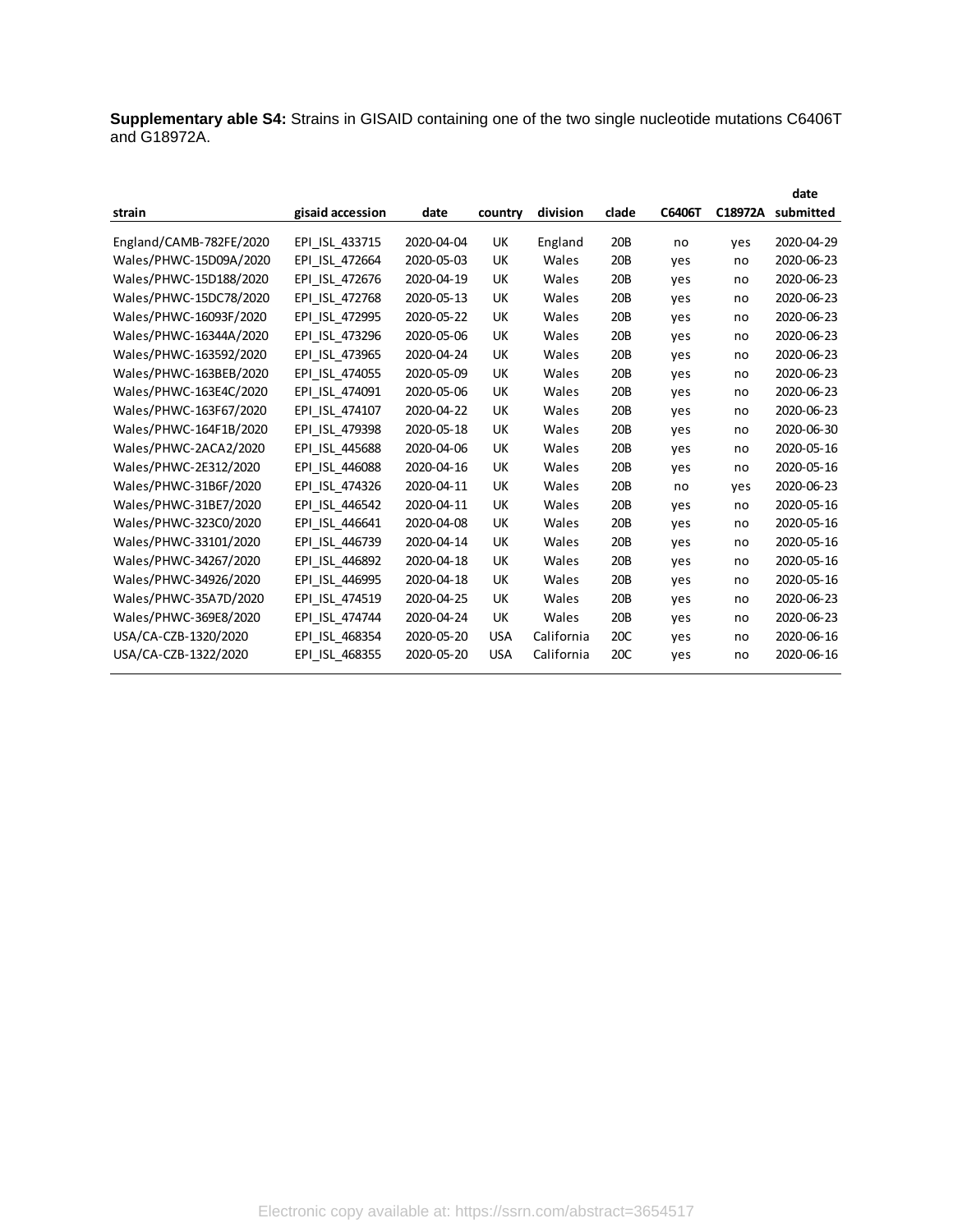**Supplementary able S4:** Strains in GISAID containing one of the two single nucleotide mutations C6406T and G18972A.

| strain | gisaid accession | date | country | division | clade | C6406T | C18972A | date submitted |
|---|---|---|---|---|---|---|---|---|
| England/CAMB-782FE/2020 | EPI_ISL_433715 | 2020-04-04 | UK | England | 20B | no | yes | 2020-04-29 |
| Wales/PHWC-15D09A/2020 | EPI_ISL_472664 | 2020-05-03 | UK | Wales | 20B | yes | no | 2020-06-23 |
| Wales/PHWC-15D188/2020 | EPI_ISL_472676 | 2020-04-19 | UK | Wales | 20B | yes | no | 2020-06-23 |
| Wales/PHWC-15DC78/2020 | EPI_ISL_472768 | 2020-05-13 | UK | Wales | 20B | yes | no | 2020-06-23 |
| Wales/PHWC-16093F/2020 | EPI_ISL_472995 | 2020-05-22 | UK | Wales | 20B | yes | no | 2020-06-23 |
| Wales/PHWC-16344A/2020 | EPI_ISL_473296 | 2020-05-06 | UK | Wales | 20B | yes | no | 2020-06-23 |
| Wales/PHWC-163592/2020 | EPI_ISL_473965 | 2020-04-24 | UK | Wales | 20B | yes | no | 2020-06-23 |
| Wales/PHWC-163BEB/2020 | EPI_ISL_474055 | 2020-05-09 | UK | Wales | 20B | yes | no | 2020-06-23 |
| Wales/PHWC-163E4C/2020 | EPI_ISL_474091 | 2020-05-06 | UK | Wales | 20B | yes | no | 2020-06-23 |
| Wales/PHWC-163F67/2020 | EPI_ISL_474107 | 2020-04-22 | UK | Wales | 20B | yes | no | 2020-06-23 |
| Wales/PHWC-164F1B/2020 | EPI_ISL_479398 | 2020-05-18 | UK | Wales | 20B | yes | no | 2020-06-30 |
| Wales/PHWC-2ACA2/2020 | EPI_ISL_445688 | 2020-04-06 | UK | Wales | 20B | yes | no | 2020-05-16 |
| Wales/PHWC-2E312/2020 | EPI_ISL_446088 | 2020-04-16 | UK | Wales | 20B | yes | no | 2020-05-16 |
| Wales/PHWC-31B6F/2020 | EPI_ISL_474326 | 2020-04-11 | UK | Wales | 20B | no | yes | 2020-06-23 |
| Wales/PHWC-31BE7/2020 | EPI_ISL_446542 | 2020-04-11 | UK | Wales | 20B | yes | no | 2020-05-16 |
| Wales/PHWC-323C0/2020 | EPI_ISL_446641 | 2020-04-08 | UK | Wales | 20B | yes | no | 2020-05-16 |
| Wales/PHWC-33101/2020 | EPI_ISL_446739 | 2020-04-14 | UK | Wales | 20B | yes | no | 2020-05-16 |
| Wales/PHWC-34267/2020 | EPI_ISL_446892 | 2020-04-18 | UK | Wales | 20B | yes | no | 2020-05-16 |
| Wales/PHWC-34926/2020 | EPI_ISL_446995 | 2020-04-18 | UK | Wales | 20B | yes | no | 2020-05-16 |
| Wales/PHWC-35A7D/2020 | EPI_ISL_474519 | 2020-04-25 | UK | Wales | 20B | yes | no | 2020-06-23 |
| Wales/PHWC-369E8/2020 | EPI_ISL_474744 | 2020-04-24 | UK | Wales | 20B | yes | no | 2020-06-23 |
| USA/CA-CZB-1320/2020 | EPI_ISL_468354 | 2020-05-20 | USA | California | 20C | yes | no | 2020-06-16 |
| USA/CA-CZB-1322/2020 | EPI_ISL_468355 | 2020-05-20 | USA | California | 20C | yes | no | 2020-06-16 |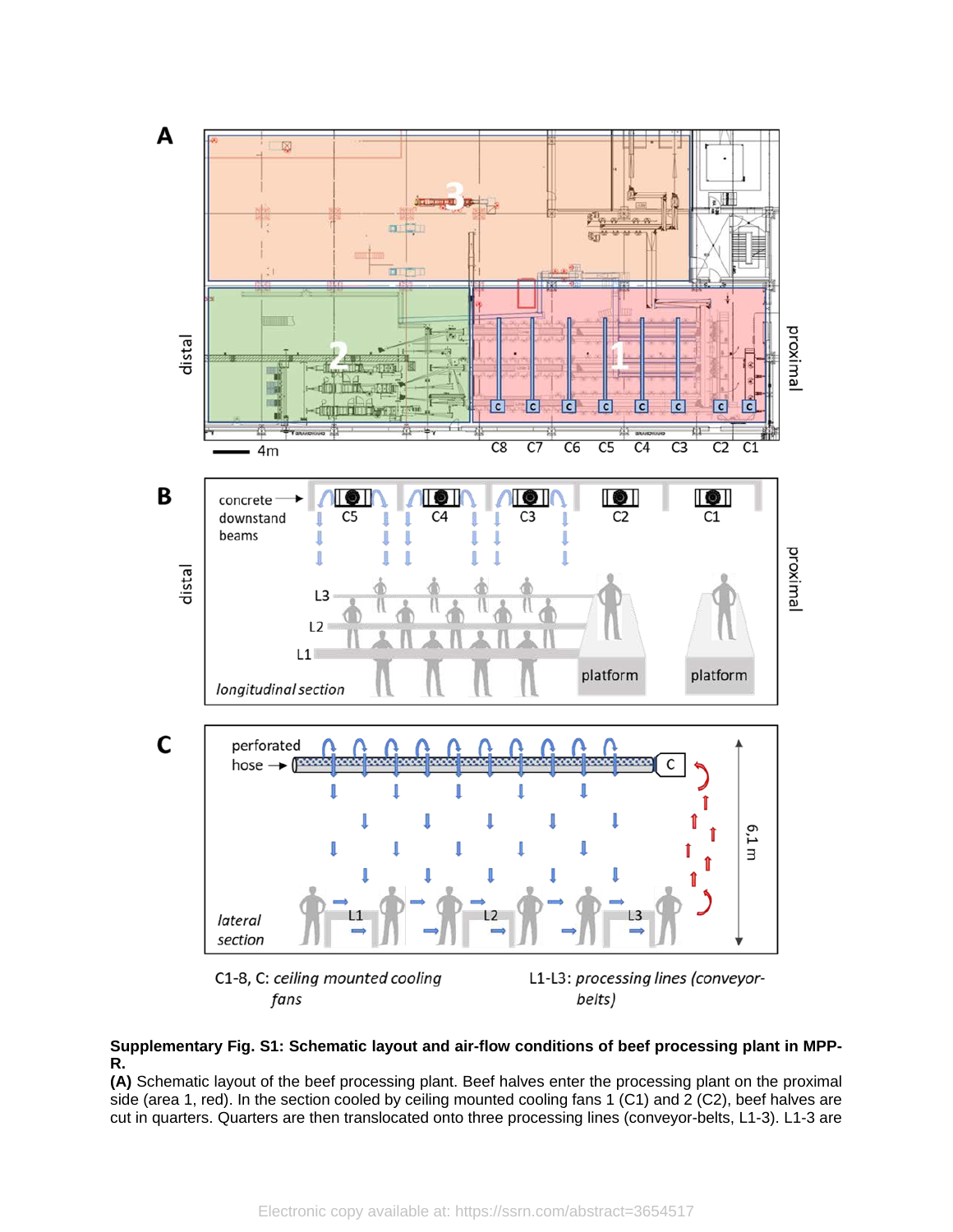A

distal

proximal

4m

C8 C7 C6 C5 C4 C3 C2 C1

B

concrete downstand beams

C5 C4 C3 C2 C1

distal

proximal

L3

L2

L1

platform platform

*longitudinal section*

C

perforated hose

C

6,1 m

L1 L2 L3

*lateral section*

C1-8, C: *ceiling mounted cooling fans*

L1-L3: *processing lines (conveyor-belts)*

**Supplementary Fig. S1: Schematic layout and air-flow conditions of beef processing plant in MPP-R.**

**(A)** Schematic layout of the beef processing plant. Beef halves enter the processing plant on the proximal side (area 1, red). In the section cooled by ceiling mounted cooling fans 1 (C1) and 2 (C2), beef halves are cut in quarters. Quarters are then translocated onto three processing lines (conveyor-belts, L1-3). L1-3 are

Electronic copy available at: https://ssrn.com/abstract=3654517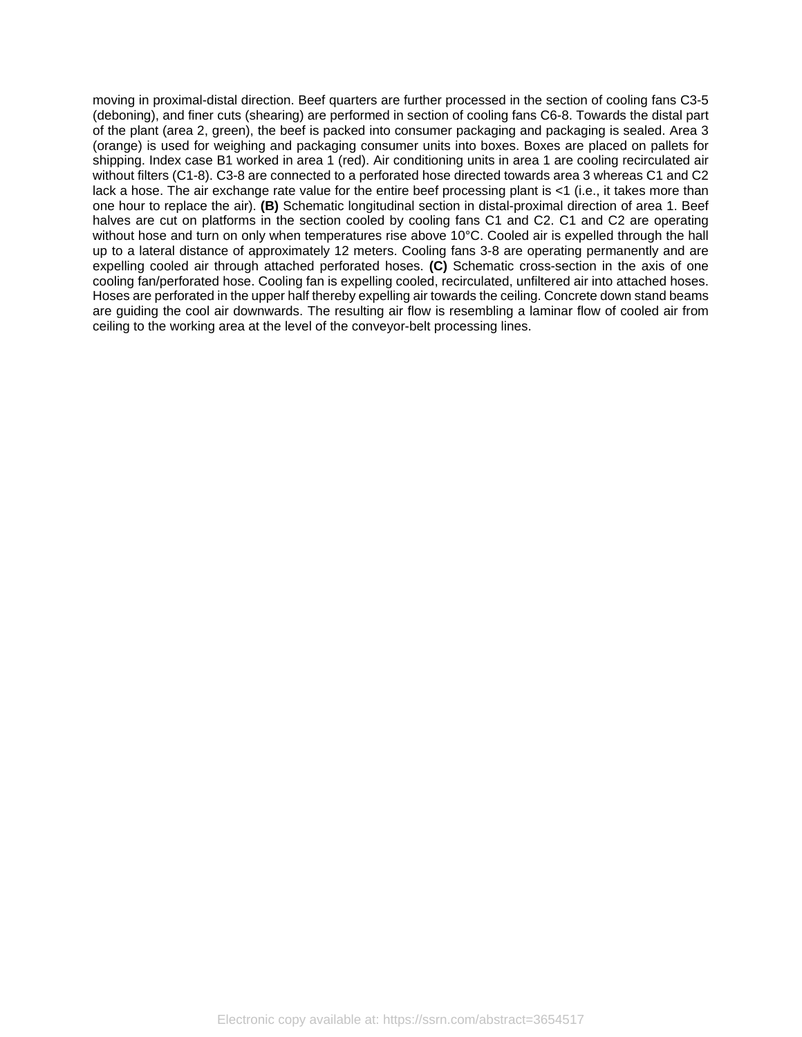moving in proximal-distal direction. Beef quarters are further processed in the section of cooling fans C3-5 (deboning), and finer cuts (shearing) are performed in section of cooling fans C6-8. Towards the distal part of the plant (area 2, green), the beef is packed into consumer packaging and packaging is sealed. Area 3 (orange) is used for weighing and packaging consumer units into boxes. Boxes are placed on pallets for shipping. Index case B1 worked in area 1 (red). Air conditioning units in area 1 are cooling recirculated air without filters (C1-8). C3-8 are connected to a perforated hose directed towards area 3 whereas C1 and C2 lack a hose. The air exchange rate value for the entire beef processing plant is <1 (i.e., it takes more than one hour to replace the air). **(B)** Schematic longitudinal section in distal-proximal direction of area 1. Beef halves are cut on platforms in the section cooled by cooling fans C1 and C2. C1 and C2 are operating without hose and turn on only when temperatures rise above 10°C. Cooled air is expelled through the hall up to a lateral distance of approximately 12 meters. Cooling fans 3-8 are operating permanently and are expelling cooled air through attached perforated hoses. **(C)** Schematic cross-section in the axis of one cooling fan/perforated hose. Cooling fan is expelling cooled, recirculated, unfiltered air into attached hoses. Hoses are perforated in the upper half thereby expelling air towards the ceiling. Concrete down stand beams are guiding the cool air downwards. The resulting air flow is resembling a laminar flow of cooled air from ceiling to the working area at the level of the conveyor-belt processing lines.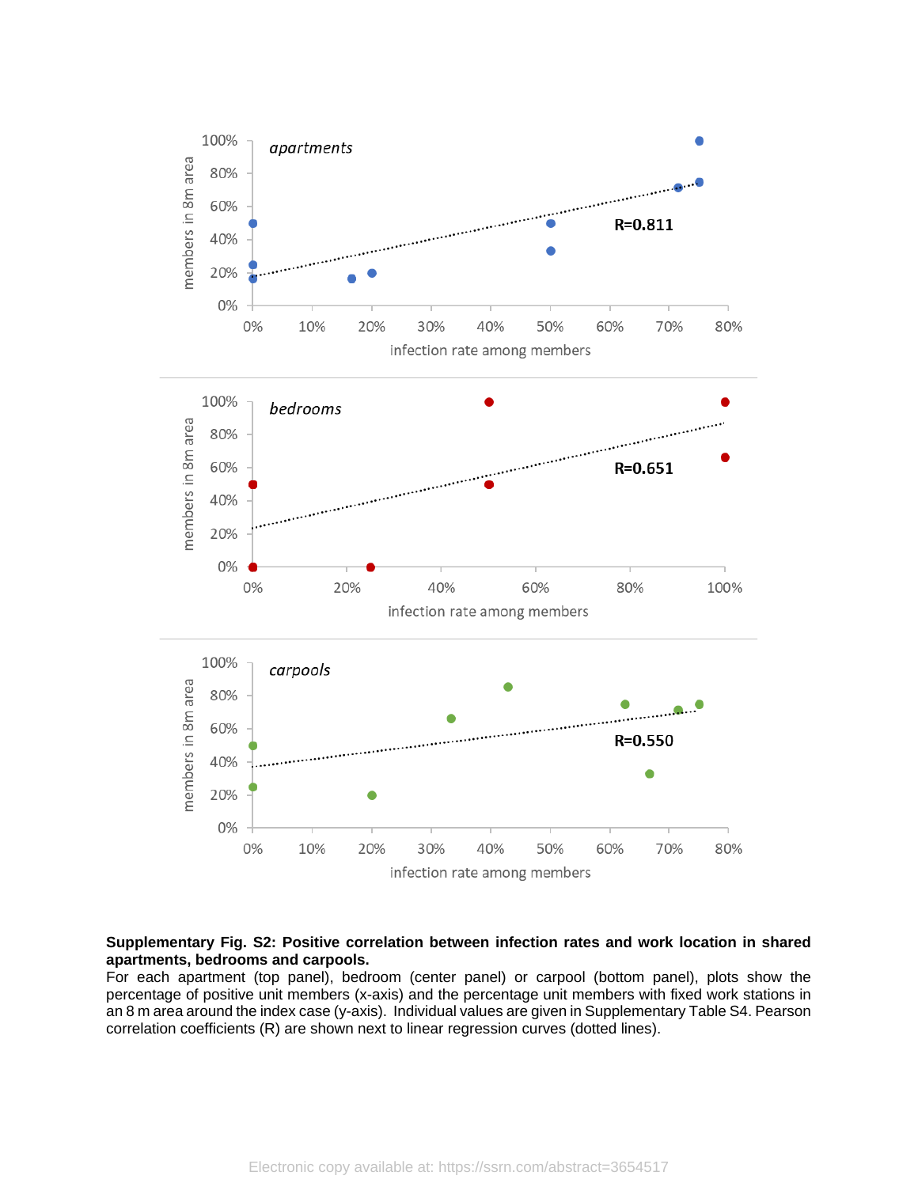apartments

100%
80%
60%
40%
20%
0%

members in 8m area

R=0.811

0%
10%
20%
30%
40%
50%
60%
70%
80%

infection rate among members

bedrooms

100%
80%
60%
40%
20%
0%

members in 8m area

R=0.651

0%
20%
40%
60%
80%
100%

infection rate among members

carpools

100%
80%
60%
40%
20%
0%

members in 8m area

R=0.550

0%
10%
20%
30%
40%
50%
60%
70%
80%

infection rate among members

**Supplementary Fig. S2: Positive correlation between infection rates and work location in shared apartments, bedrooms and carpools.**

For each apartment (top panel), bedroom (center panel) or carpool (bottom panel), plots show the percentage of positive unit members (x-axis) and the percentage unit members with fixed work stations in an 8 m area around the index case (y-axis). Individual values are given in Supplementary Table S4. Pearson correlation coefficients (R) are shown next to linear regression curves (dotted lines).